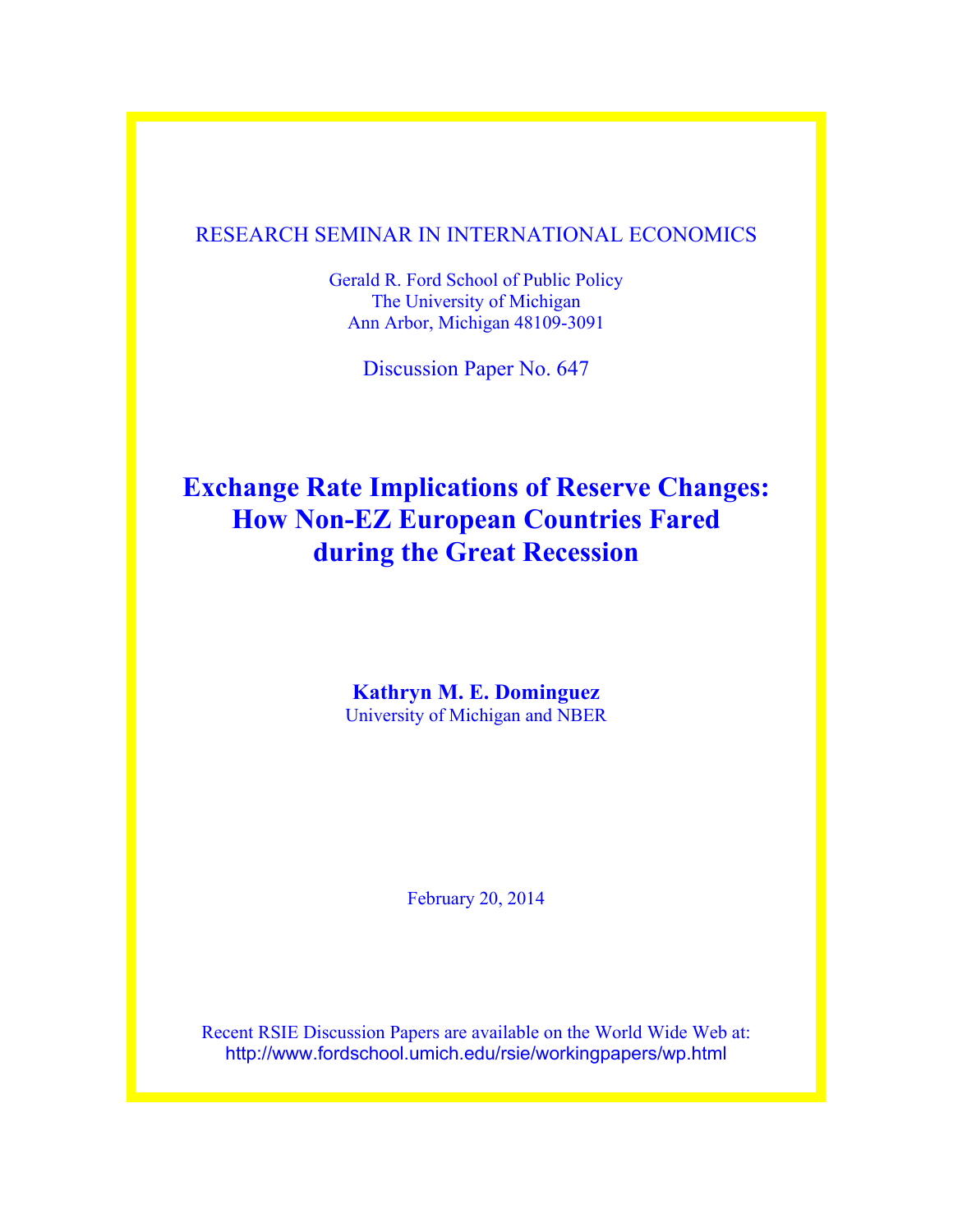RESEARCH SEMINAR IN INTERNATIONAL ECONOMICS

Gerald R. Ford School of Public Policy
The University of Michigan
Ann Arbor, Michigan 48109-3091

Discussion Paper No. 647

# Exchange Rate Implications of Reserve Changes: How Non-EZ European Countries Fared during the Great Recession

**Kathryn M. E. Dominguez**
University of Michigan and NBER

February 20, 2014

Recent RSIE Discussion Papers are available on the World Wide Web at:
http://www.fordschool.umich.edu/rsie/workingpapers/wp.html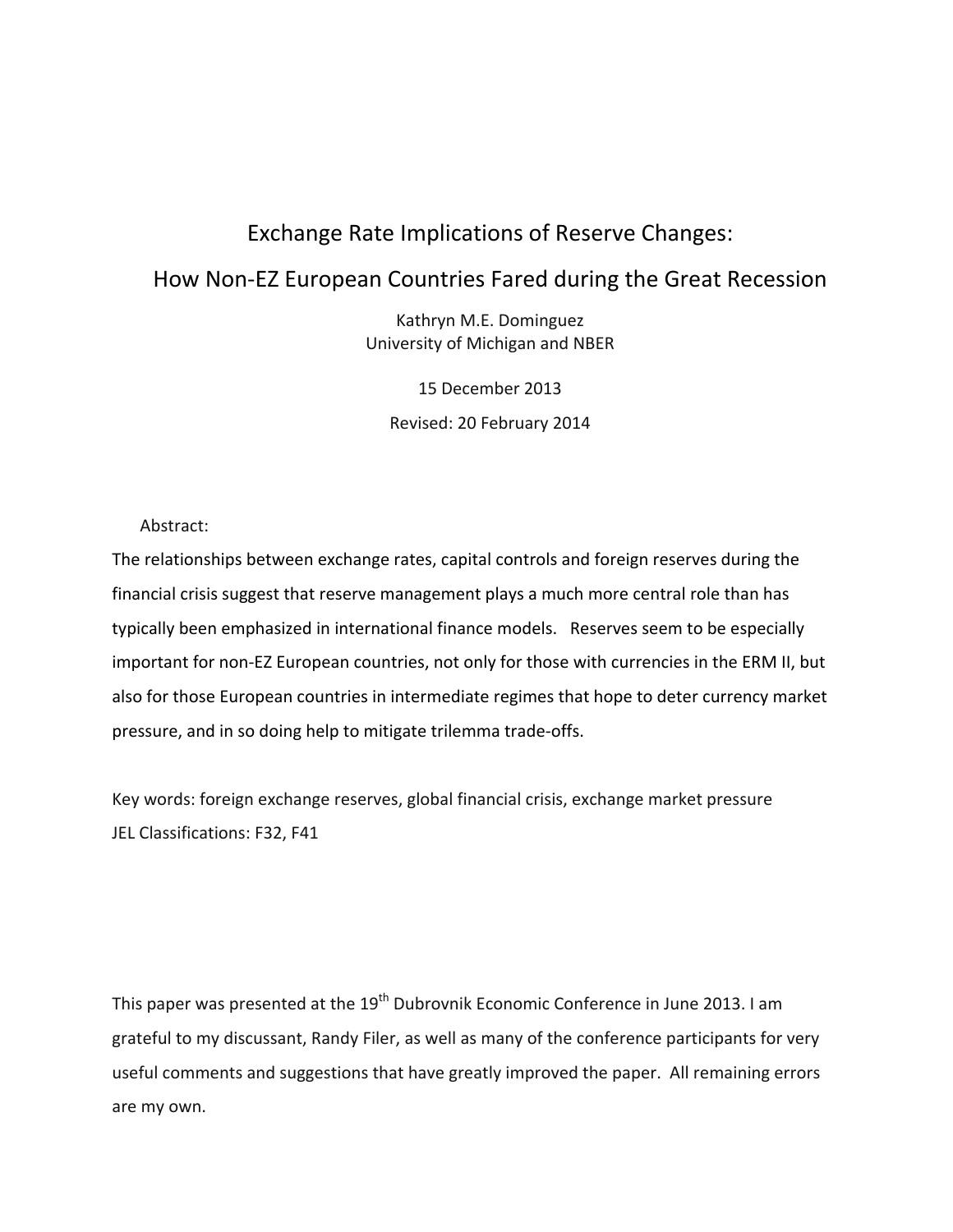# Exchange Rate Implications of Reserve Changes:
# How Non-EZ European Countries Fared during the Great Recession

Kathryn M.E. Dominguez
University of Michigan and NBER

15 December 2013

Revised: 20 February 2014

Abstract:

The relationships between exchange rates, capital controls and foreign reserves during the financial crisis suggest that reserve management plays a much more central role than has typically been emphasized in international finance models. Reserves seem to be especially important for non-EZ European countries, not only for those with currencies in the ERM II, but also for those European countries in intermediate regimes that hope to deter currency market pressure, and in so doing help to mitigate trilemma trade-offs.

Key words: foreign exchange reserves, global financial crisis, exchange market pressure
JEL Classifications: F32, F41

This paper was presented at the 19th Dubrovnik Economic Conference in June 2013. I am grateful to my discussant, Randy Filer, as well as many of the conference participants for very useful comments and suggestions that have greatly improved the paper. All remaining errors are my own.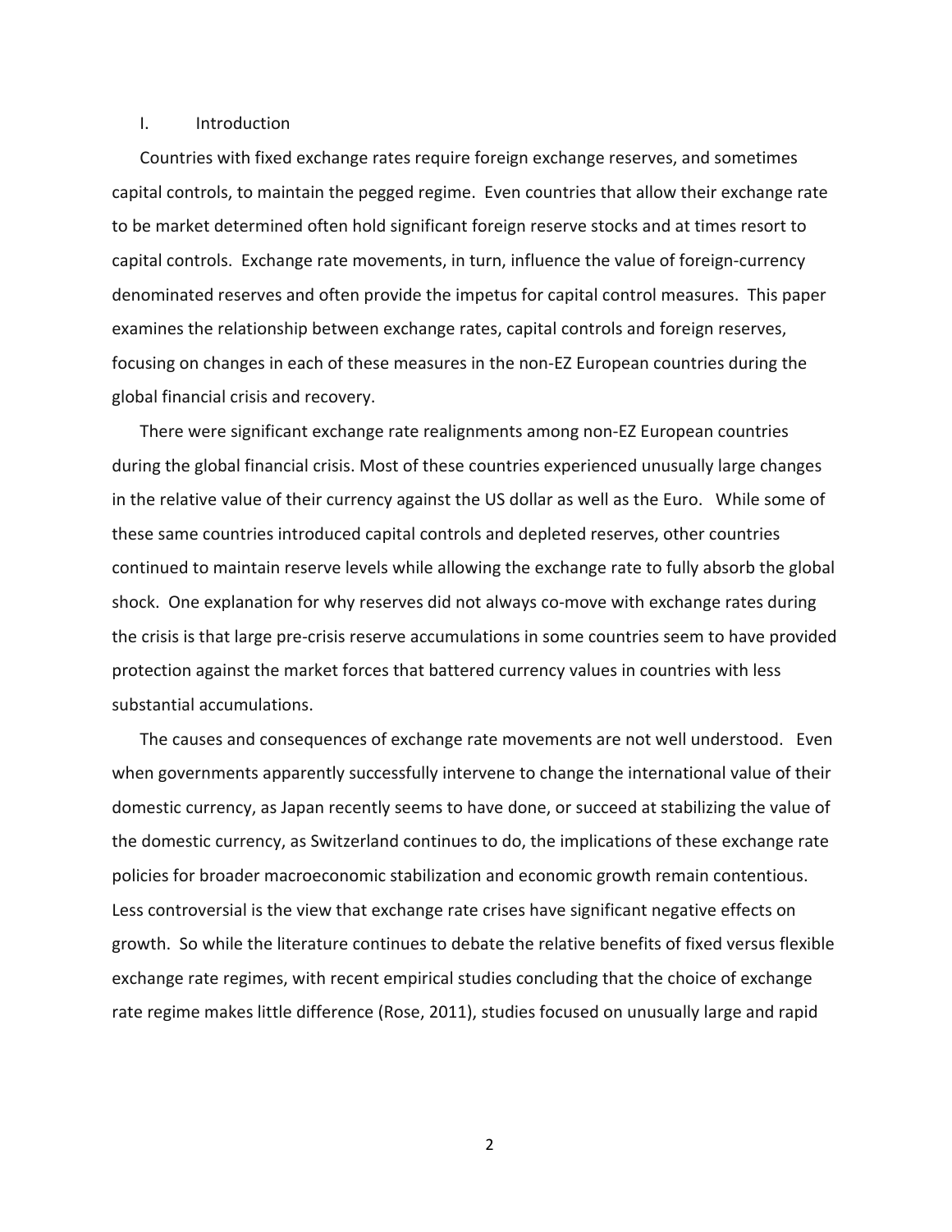## I. Introduction

Countries with fixed exchange rates require foreign exchange reserves, and sometimes capital controls, to maintain the pegged regime. Even countries that allow their exchange rate to be market determined often hold significant foreign reserve stocks and at times resort to capital controls. Exchange rate movements, in turn, influence the value of foreign-currency denominated reserves and often provide the impetus for capital control measures. This paper examines the relationship between exchange rates, capital controls and foreign reserves, focusing on changes in each of these measures in the non-EZ European countries during the global financial crisis and recovery.

There were significant exchange rate realignments among non-EZ European countries during the global financial crisis. Most of these countries experienced unusually large changes in the relative value of their currency against the US dollar as well as the Euro. While some of these same countries introduced capital controls and depleted reserves, other countries continued to maintain reserve levels while allowing the exchange rate to fully absorb the global shock. One explanation for why reserves did not always co-move with exchange rates during the crisis is that large pre-crisis reserve accumulations in some countries seem to have provided protection against the market forces that battered currency values in countries with less substantial accumulations.

The causes and consequences of exchange rate movements are not well understood. Even when governments apparently successfully intervene to change the international value of their domestic currency, as Japan recently seems to have done, or succeed at stabilizing the value of the domestic currency, as Switzerland continues to do, the implications of these exchange rate policies for broader macroeconomic stabilization and economic growth remain contentious. Less controversial is the view that exchange rate crises have significant negative effects on growth. So while the literature continues to debate the relative benefits of fixed versus flexible exchange rate regimes, with recent empirical studies concluding that the choice of exchange rate regime makes little difference (Rose, 2011), studies focused on unusually large and rapid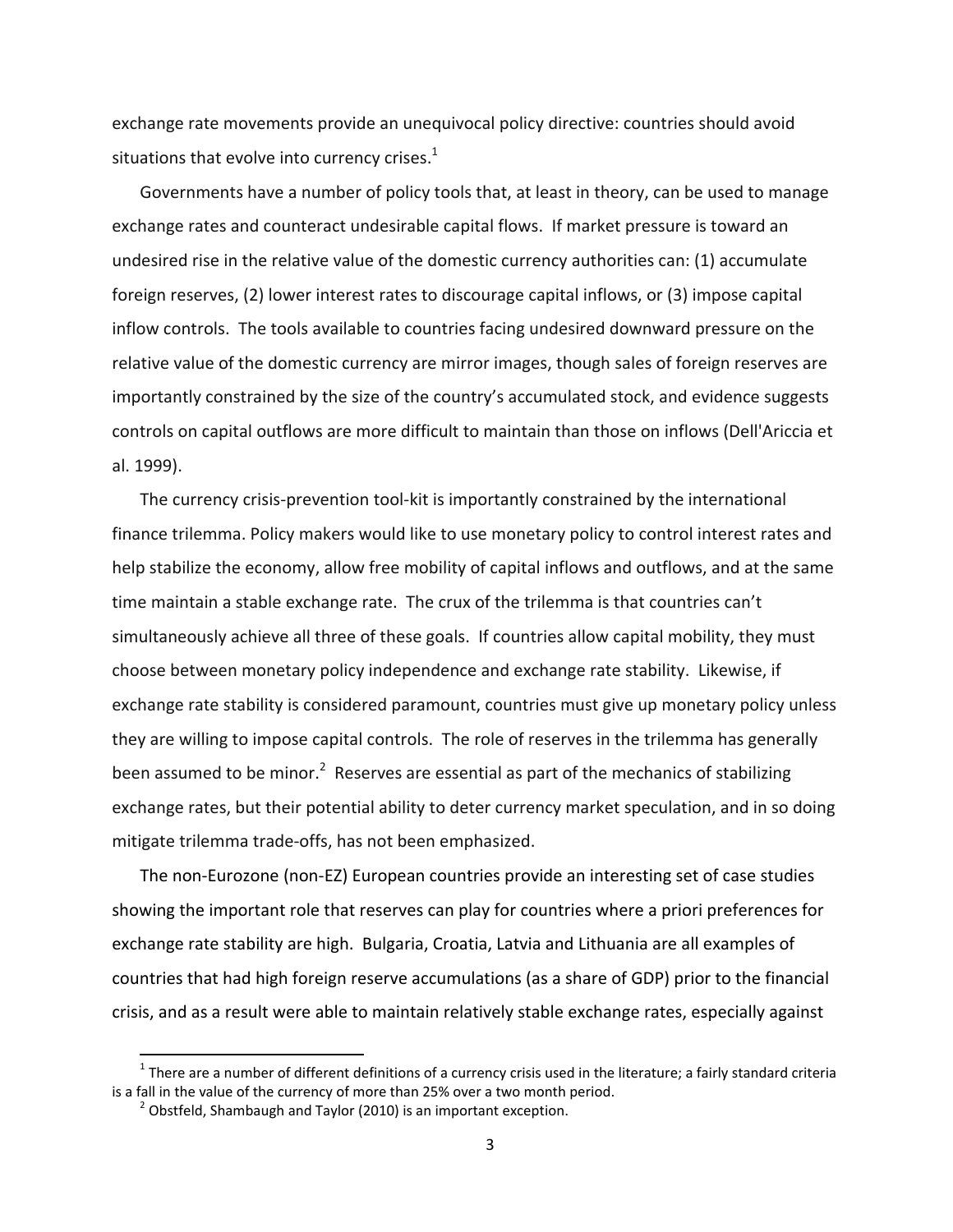exchange rate movements provide an unequivocal policy directive: countries should avoid situations that evolve into currency crises.[1]

Governments have a number of policy tools that, at least in theory, can be used to manage exchange rates and counteract undesirable capital flows. If market pressure is toward an undesired rise in the relative value of the domestic currency authorities can: (1) accumulate foreign reserves, (2) lower interest rates to discourage capital inflows, or (3) impose capital inflow controls. The tools available to countries facing undesired downward pressure on the relative value of the domestic currency are mirror images, though sales of foreign reserves are importantly constrained by the size of the country's accumulated stock, and evidence suggests controls on capital outflows are more difficult to maintain than those on inflows (Dell'Ariccia et al. 1999).

The currency crisis-prevention tool-kit is importantly constrained by the international finance trilemma. Policy makers would like to use monetary policy to control interest rates and help stabilize the economy, allow free mobility of capital inflows and outflows, and at the same time maintain a stable exchange rate. The crux of the trilemma is that countries can't simultaneously achieve all three of these goals. If countries allow capital mobility, they must choose between monetary policy independence and exchange rate stability. Likewise, if exchange rate stability is considered paramount, countries must give up monetary policy unless they are willing to impose capital controls. The role of reserves in the trilemma has generally been assumed to be minor.[2] Reserves are essential as part of the mechanics of stabilizing exchange rates, but their potential ability to deter currency market speculation, and in so doing mitigate trilemma trade-offs, has not been emphasized.

The non-Eurozone (non-EZ) European countries provide an interesting set of case studies showing the important role that reserves can play for countries where a priori preferences for exchange rate stability are high. Bulgaria, Croatia, Latvia and Lithuania are all examples of countries that had high foreign reserve accumulations (as a share of GDP) prior to the financial crisis, and as a result were able to maintain relatively stable exchange rates, especially against

---

[1] There are a number of different definitions of a currency crisis used in the literature; a fairly standard criteria is a fall in the value of the currency of more than 25% over a two month period.

[2] Obstfeld, Shambaugh and Taylor (2010) is an important exception.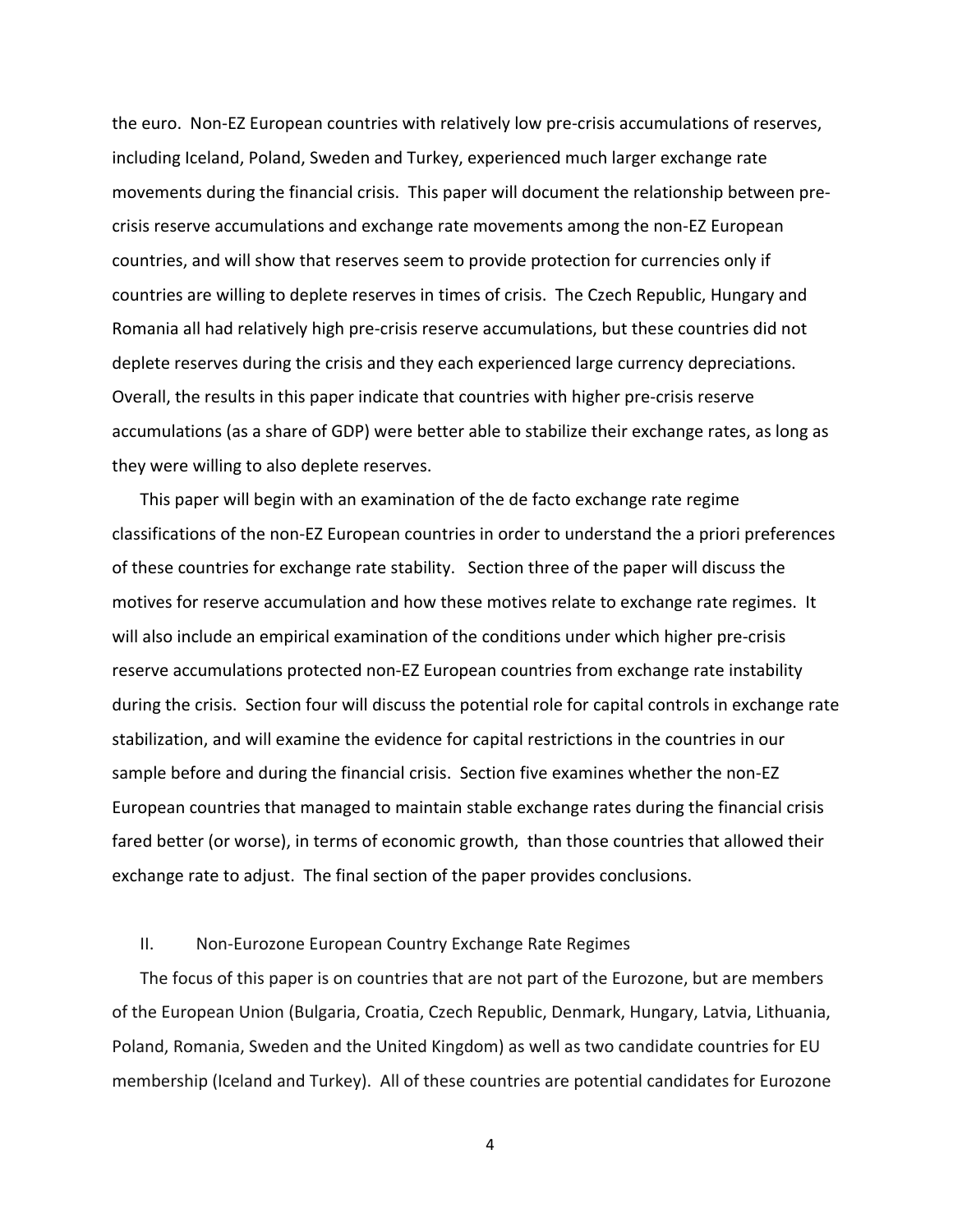the euro. Non-EZ European countries with relatively low pre-crisis accumulations of reserves, including Iceland, Poland, Sweden and Turkey, experienced much larger exchange rate movements during the financial crisis. This paper will document the relationship between pre-crisis reserve accumulations and exchange rate movements among the non-EZ European countries, and will show that reserves seem to provide protection for currencies only if countries are willing to deplete reserves in times of crisis. The Czech Republic, Hungary and Romania all had relatively high pre-crisis reserve accumulations, but these countries did not deplete reserves during the crisis and they each experienced large currency depreciations. Overall, the results in this paper indicate that countries with higher pre-crisis reserve accumulations (as a share of GDP) were better able to stabilize their exchange rates, as long as they were willing to also deplete reserves.

This paper will begin with an examination of the de facto exchange rate regime classifications of the non-EZ European countries in order to understand the a priori preferences of these countries for exchange rate stability. Section three of the paper will discuss the motives for reserve accumulation and how these motives relate to exchange rate regimes. It will also include an empirical examination of the conditions under which higher pre-crisis reserve accumulations protected non-EZ European countries from exchange rate instability during the crisis. Section four will discuss the potential role for capital controls in exchange rate stabilization, and will examine the evidence for capital restrictions in the countries in our sample before and during the financial crisis. Section five examines whether the non-EZ European countries that managed to maintain stable exchange rates during the financial crisis fared better (or worse), in terms of economic growth, than those countries that allowed their exchange rate to adjust. The final section of the paper provides conclusions.

## II. Non-Eurozone European Country Exchange Rate Regimes

The focus of this paper is on countries that are not part of the Eurozone, but are members of the European Union (Bulgaria, Croatia, Czech Republic, Denmark, Hungary, Latvia, Lithuania, Poland, Romania, Sweden and the United Kingdom) as well as two candidate countries for EU membership (Iceland and Turkey). All of these countries are potential candidates for Eurozone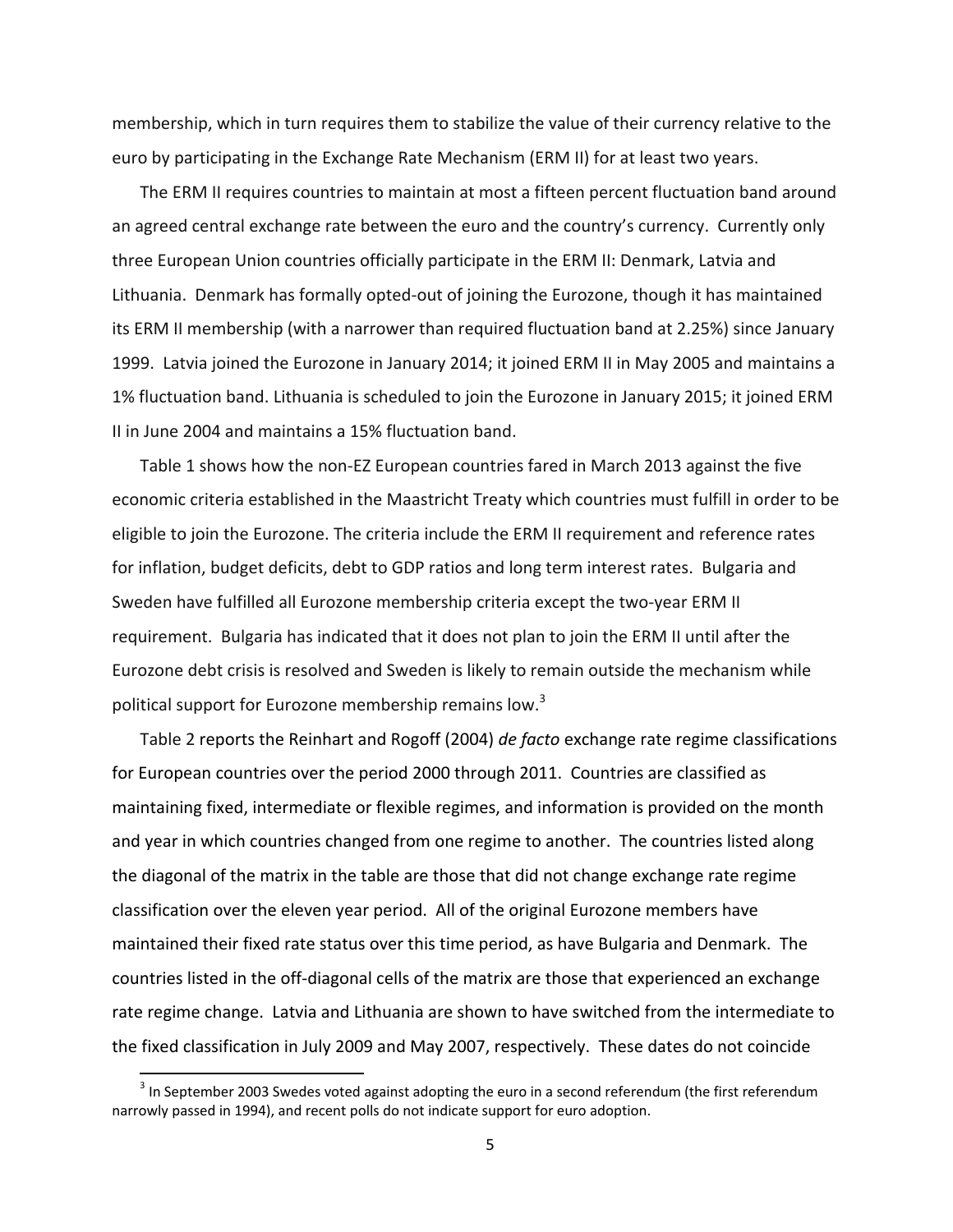membership, which in turn requires them to stabilize the value of their currency relative to the euro by participating in the Exchange Rate Mechanism (ERM II) for at least two years.

The ERM II requires countries to maintain at most a fifteen percent fluctuation band around an agreed central exchange rate between the euro and the country's currency. Currently only three European Union countries officially participate in the ERM II: Denmark, Latvia and Lithuania. Denmark has formally opted-out of joining the Eurozone, though it has maintained its ERM II membership (with a narrower than required fluctuation band at 2.25%) since January 1999. Latvia joined the Eurozone in January 2014; it joined ERM II in May 2005 and maintains a 1% fluctuation band. Lithuania is scheduled to join the Eurozone in January 2015; it joined ERM II in June 2004 and maintains a 15% fluctuation band.

Table 1 shows how the non-EZ European countries fared in March 2013 against the five economic criteria established in the Maastricht Treaty which countries must fulfill in order to be eligible to join the Eurozone. The criteria include the ERM II requirement and reference rates for inflation, budget deficits, debt to GDP ratios and long term interest rates. Bulgaria and Sweden have fulfilled all Eurozone membership criteria except the two-year ERM II requirement. Bulgaria has indicated that it does not plan to join the ERM II until after the Eurozone debt crisis is resolved and Sweden is likely to remain outside the mechanism while political support for Eurozone membership remains low.[3]

Table 2 reports the Reinhart and Rogoff (2004) *de facto* exchange rate regime classifications for European countries over the period 2000 through 2011. Countries are classified as maintaining fixed, intermediate or flexible regimes, and information is provided on the month and year in which countries changed from one regime to another. The countries listed along the diagonal of the matrix in the table are those that did not change exchange rate regime classification over the eleven year period. All of the original Eurozone members have maintained their fixed rate status over this time period, as have Bulgaria and Denmark. The countries listed in the off-diagonal cells of the matrix are those that experienced an exchange rate regime change. Latvia and Lithuania are shown to have switched from the intermediate to the fixed classification in July 2009 and May 2007, respectively. These dates do not coincide

[3] In September 2003 Swedes voted against adopting the euro in a second referendum (the first referendum narrowly passed in 1994), and recent polls do not indicate support for euro adoption.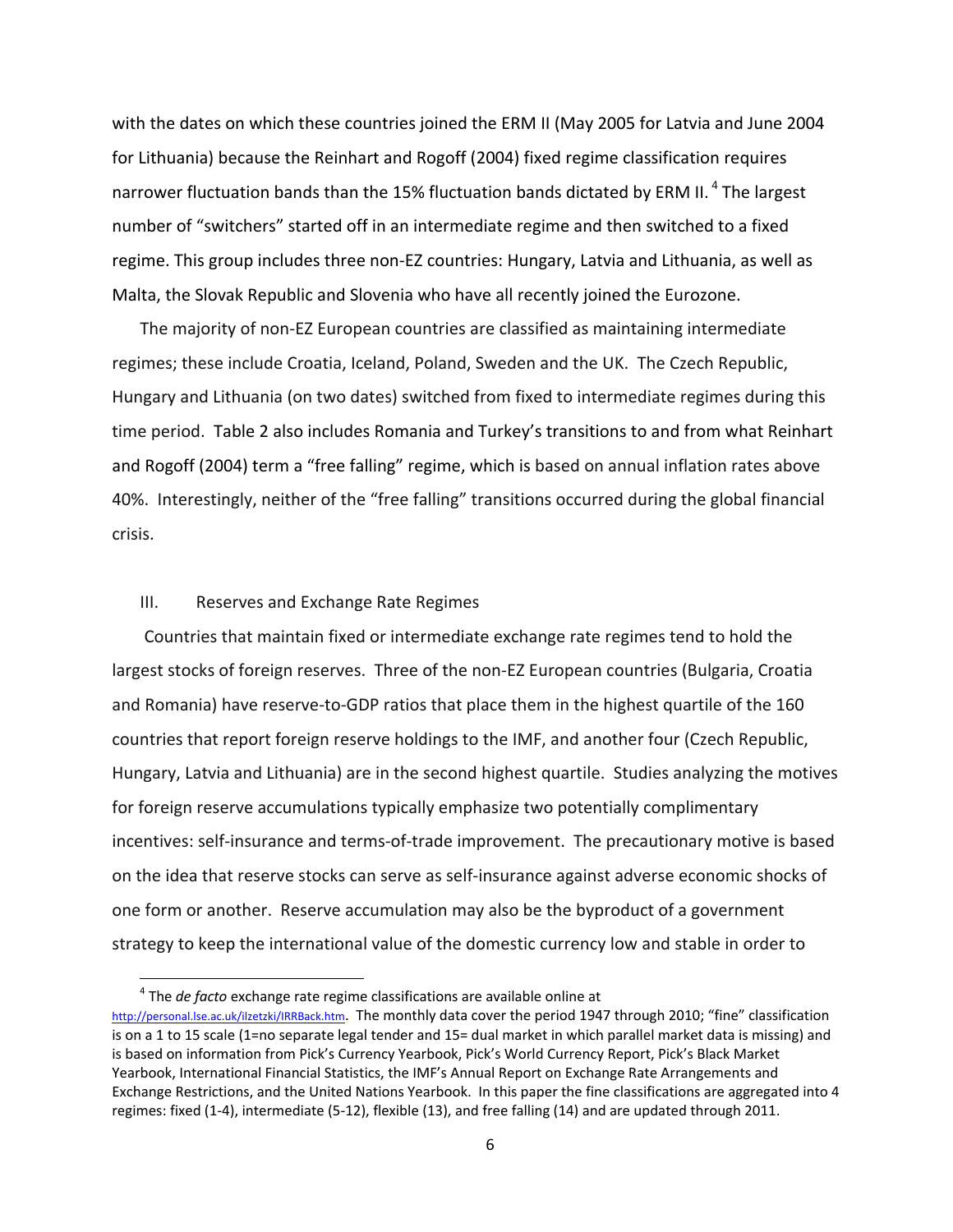with the dates on which these countries joined the ERM II (May 2005 for Latvia and June 2004 for Lithuania) because the Reinhart and Rogoff (2004) fixed regime classification requires narrower fluctuation bands than the 15% fluctuation bands dictated by ERM II.[4] The largest number of "switchers" started off in an intermediate regime and then switched to a fixed regime. This group includes three non-EZ countries: Hungary, Latvia and Lithuania, as well as Malta, the Slovak Republic and Slovenia who have all recently joined the Eurozone.

The majority of non-EZ European countries are classified as maintaining intermediate regimes; these include Croatia, Iceland, Poland, Sweden and the UK. The Czech Republic, Hungary and Lithuania (on two dates) switched from fixed to intermediate regimes during this time period. Table 2 also includes Romania and Turkey's transitions to and from what Reinhart and Rogoff (2004) term a "free falling" regime, which is based on annual inflation rates above 40%. Interestingly, neither of the "free falling" transitions occurred during the global financial crisis.

## III. Reserves and Exchange Rate Regimes

Countries that maintain fixed or intermediate exchange rate regimes tend to hold the largest stocks of foreign reserves. Three of the non-EZ European countries (Bulgaria, Croatia and Romania) have reserve-to-GDP ratios that place them in the highest quartile of the 160 countries that report foreign reserve holdings to the IMF, and another four (Czech Republic, Hungary, Latvia and Lithuania) are in the second highest quartile. Studies analyzing the motives for foreign reserve accumulations typically emphasize two potentially complimentary incentives: self-insurance and terms-of-trade improvement. The precautionary motive is based on the idea that reserve stocks can serve as self-insurance against adverse economic shocks of one form or another. Reserve accumulation may also be the byproduct of a government strategy to keep the international value of the domestic currency low and stable in order to

---

[4] The *de facto* exchange rate regime classifications are available online at http://personal.lse.ac.uk/ilzetzki/IRRBack.htm. The monthly data cover the period 1947 through 2010; "fine" classification is on a 1 to 15 scale (1=no separate legal tender and 15= dual market in which parallel market data is missing) and is based on information from Pick's Currency Yearbook, Pick's World Currency Report, Pick's Black Market Yearbook, International Financial Statistics, the IMF's Annual Report on Exchange Rate Arrangements and Exchange Restrictions, and the United Nations Yearbook. In this paper the fine classifications are aggregated into 4 regimes: fixed (1-4), intermediate (5-12), flexible (13), and free falling (14) and are updated through 2011.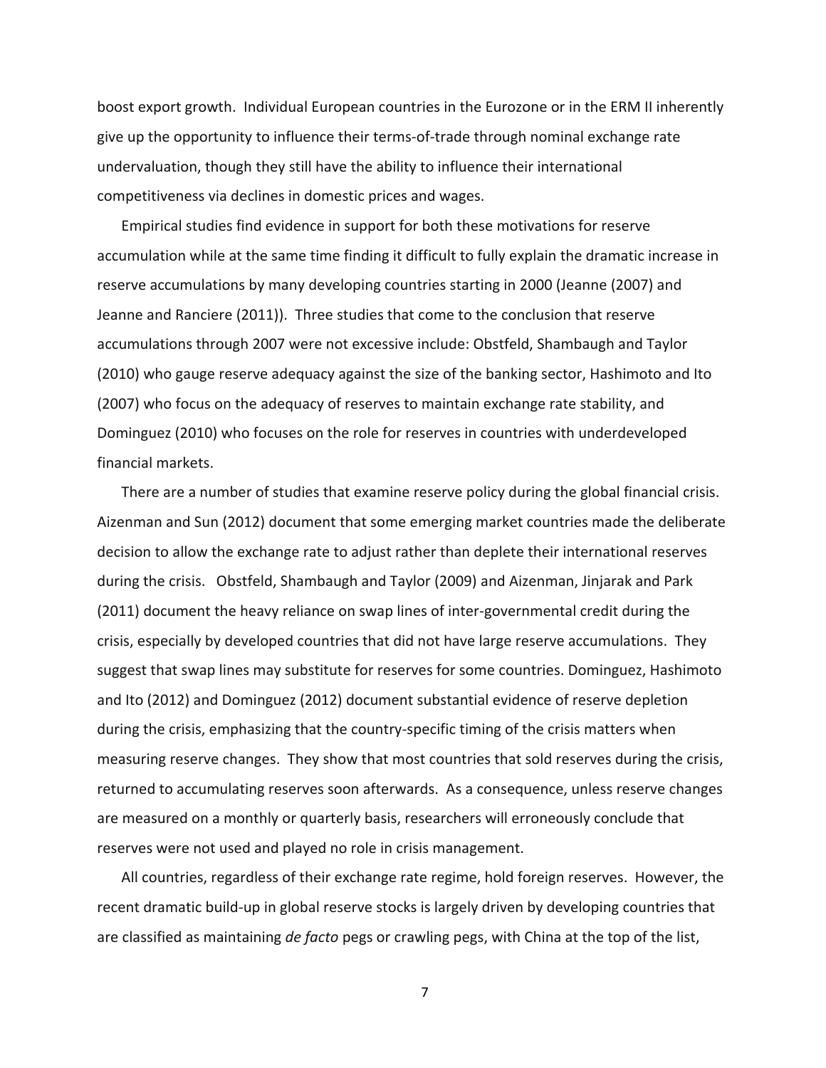boost export growth. Individual European countries in the Eurozone or in the ERM II inherently give up the opportunity to influence their terms-of-trade through nominal exchange rate undervaluation, though they still have the ability to influence their international competitiveness via declines in domestic prices and wages.

Empirical studies find evidence in support for both these motivations for reserve accumulation while at the same time finding it difficult to fully explain the dramatic increase in reserve accumulations by many developing countries starting in 2000 (Jeanne (2007) and Jeanne and Ranciere (2011)). Three studies that come to the conclusion that reserve accumulations through 2007 were not excessive include: Obstfeld, Shambaugh and Taylor (2010) who gauge reserve adequacy against the size of the banking sector, Hashimoto and Ito (2007) who focus on the adequacy of reserves to maintain exchange rate stability, and Dominguez (2010) who focuses on the role for reserves in countries with underdeveloped financial markets.

There are a number of studies that examine reserve policy during the global financial crisis. Aizenman and Sun (2012) document that some emerging market countries made the deliberate decision to allow the exchange rate to adjust rather than deplete their international reserves during the crisis. Obstfeld, Shambaugh and Taylor (2009) and Aizenman, Jinjarak and Park (2011) document the heavy reliance on swap lines of inter-governmental credit during the crisis, especially by developed countries that did not have large reserve accumulations. They suggest that swap lines may substitute for reserves for some countries. Dominguez, Hashimoto and Ito (2012) and Dominguez (2012) document substantial evidence of reserve depletion during the crisis, emphasizing that the country-specific timing of the crisis matters when measuring reserve changes. They show that most countries that sold reserves during the crisis, returned to accumulating reserves soon afterwards. As a consequence, unless reserve changes are measured on a monthly or quarterly basis, researchers will erroneously conclude that reserves were not used and played no role in crisis management.

All countries, regardless of their exchange rate regime, hold foreign reserves. However, the recent dramatic build-up in global reserve stocks is largely driven by developing countries that are classified as maintaining *de facto* pegs or crawling pegs, with China at the top of the list,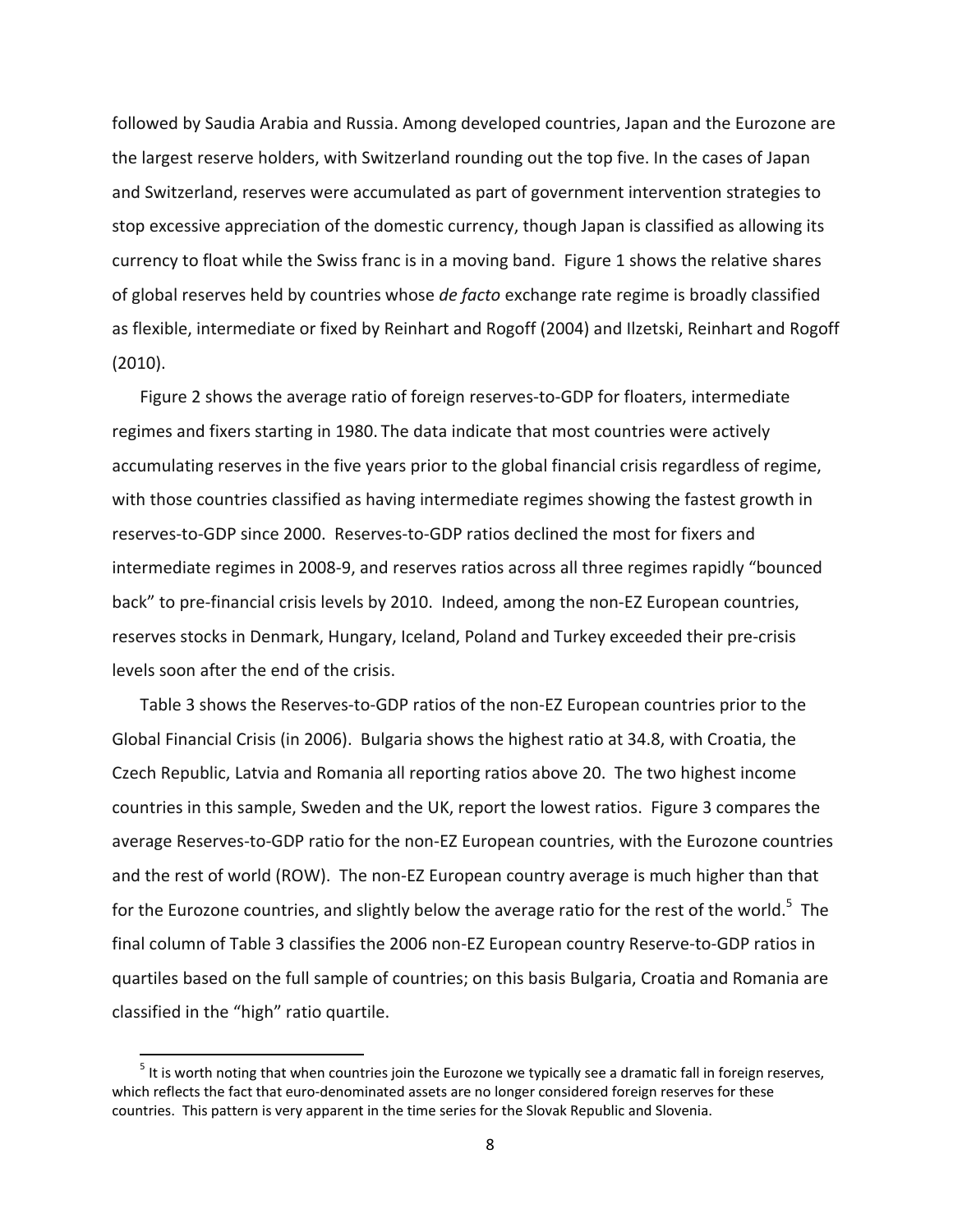followed by Saudia Arabia and Russia. Among developed countries, Japan and the Eurozone are the largest reserve holders, with Switzerland rounding out the top five. In the cases of Japan and Switzerland, reserves were accumulated as part of government intervention strategies to stop excessive appreciation of the domestic currency, though Japan is classified as allowing its currency to float while the Swiss franc is in a moving band. Figure 1 shows the relative shares of global reserves held by countries whose *de facto* exchange rate regime is broadly classified as flexible, intermediate or fixed by Reinhart and Rogoff (2004) and Ilzetski, Reinhart and Rogoff (2010).

Figure 2 shows the average ratio of foreign reserves-to-GDP for floaters, intermediate regimes and fixers starting in 1980. The data indicate that most countries were actively accumulating reserves in the five years prior to the global financial crisis regardless of regime, with those countries classified as having intermediate regimes showing the fastest growth in reserves-to-GDP since 2000. Reserves-to-GDP ratios declined the most for fixers and intermediate regimes in 2008-9, and reserves ratios across all three regimes rapidly "bounced back" to pre-financial crisis levels by 2010. Indeed, among the non-EZ European countries, reserves stocks in Denmark, Hungary, Iceland, Poland and Turkey exceeded their pre-crisis levels soon after the end of the crisis.

Table 3 shows the Reserves-to-GDP ratios of the non-EZ European countries prior to the Global Financial Crisis (in 2006). Bulgaria shows the highest ratio at 34.8, with Croatia, the Czech Republic, Latvia and Romania all reporting ratios above 20. The two highest income countries in this sample, Sweden and the UK, report the lowest ratios. Figure 3 compares the average Reserves-to-GDP ratio for the non-EZ European countries, with the Eurozone countries and the rest of world (ROW). The non-EZ European country average is much higher than that for the Eurozone countries, and slightly below the average ratio for the rest of the world.[5] The final column of Table 3 classifies the 2006 non-EZ European country Reserve-to-GDP ratios in quartiles based on the full sample of countries; on this basis Bulgaria, Croatia and Romania are classified in the "high" ratio quartile.

[5] It is worth noting that when countries join the Eurozone we typically see a dramatic fall in foreign reserves, which reflects the fact that euro-denominated assets are no longer considered foreign reserves for these countries. This pattern is very apparent in the time series for the Slovak Republic and Slovenia.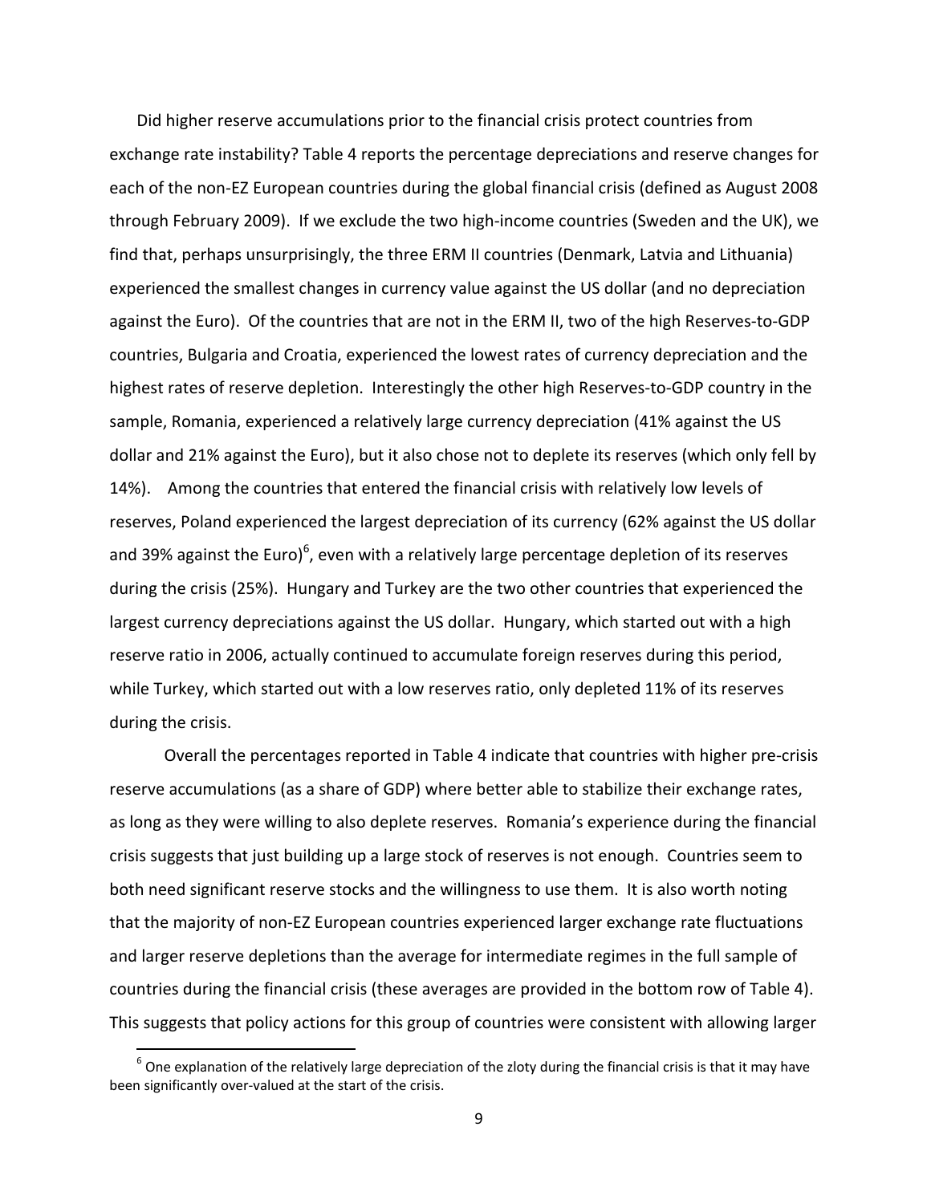Did higher reserve accumulations prior to the financial crisis protect countries from exchange rate instability? Table 4 reports the percentage depreciations and reserve changes for each of the non-EZ European countries during the global financial crisis (defined as August 2008 through February 2009). If we exclude the two high-income countries (Sweden and the UK), we find that, perhaps unsurprisingly, the three ERM II countries (Denmark, Latvia and Lithuania) experienced the smallest changes in currency value against the US dollar (and no depreciation against the Euro). Of the countries that are not in the ERM II, two of the high Reserves-to-GDP countries, Bulgaria and Croatia, experienced the lowest rates of currency depreciation and the highest rates of reserve depletion. Interestingly the other high Reserves-to-GDP country in the sample, Romania, experienced a relatively large currency depreciation (41% against the US dollar and 21% against the Euro), but it also chose not to deplete its reserves (which only fell by 14%). Among the countries that entered the financial crisis with relatively low levels of reserves, Poland experienced the largest depreciation of its currency (62% against the US dollar and 39% against the Euro)[6], even with a relatively large percentage depletion of its reserves during the crisis (25%). Hungary and Turkey are the two other countries that experienced the largest currency depreciations against the US dollar. Hungary, which started out with a high reserve ratio in 2006, actually continued to accumulate foreign reserves during this period, while Turkey, which started out with a low reserves ratio, only depleted 11% of its reserves during the crisis.

Overall the percentages reported in Table 4 indicate that countries with higher pre-crisis reserve accumulations (as a share of GDP) where better able to stabilize their exchange rates, as long as they were willing to also deplete reserves. Romania's experience during the financial crisis suggests that just building up a large stock of reserves is not enough. Countries seem to both need significant reserve stocks and the willingness to use them. It is also worth noting that the majority of non-EZ European countries experienced larger exchange rate fluctuations and larger reserve depletions than the average for intermediate regimes in the full sample of countries during the financial crisis (these averages are provided in the bottom row of Table 4). This suggests that policy actions for this group of countries were consistent with allowing larger

[6] One explanation of the relatively large depreciation of the zloty during the financial crisis is that it may have been significantly over-valued at the start of the crisis.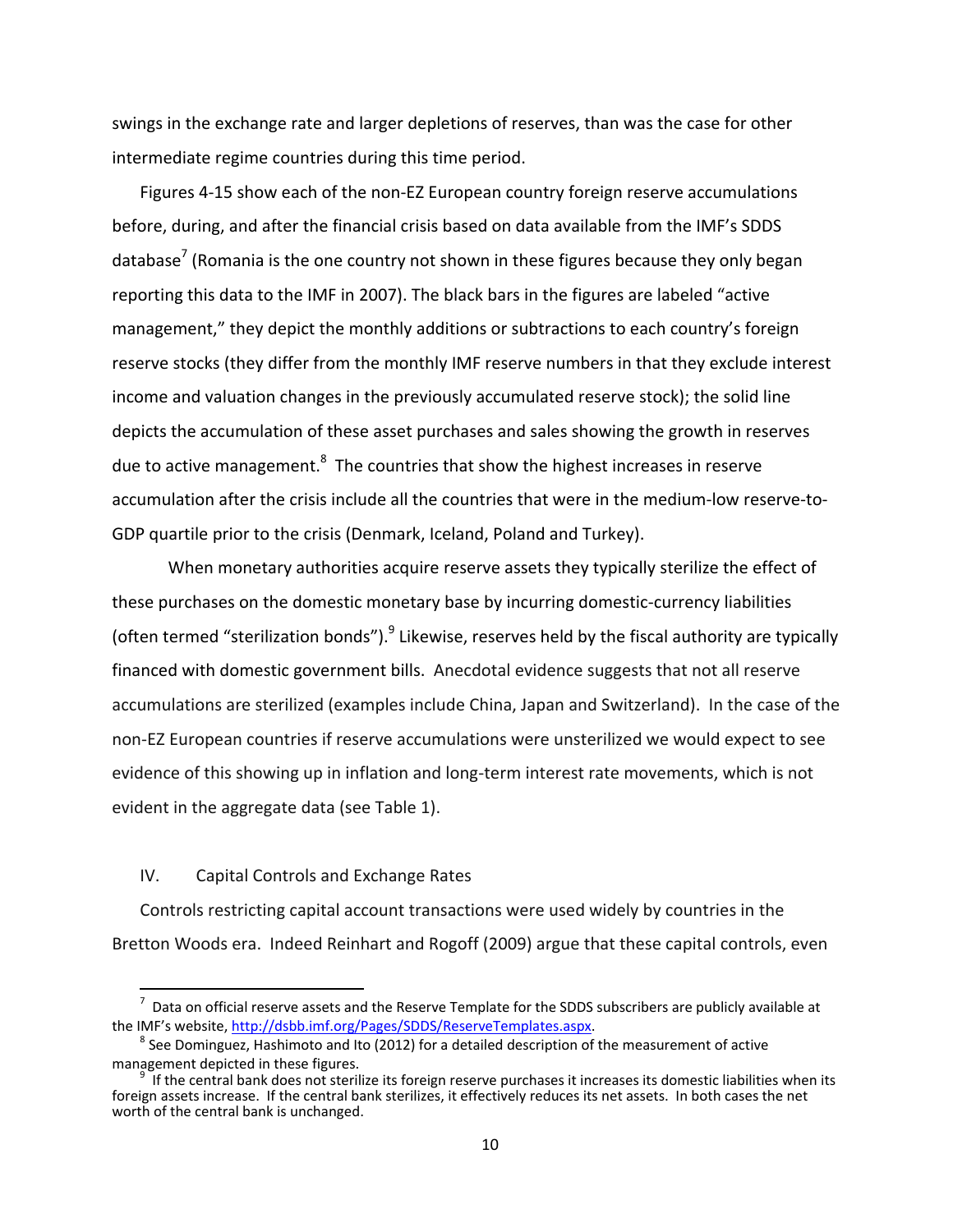swings in the exchange rate and larger depletions of reserves, than was the case for other intermediate regime countries during this time period.

Figures 4-15 show each of the non-EZ European country foreign reserve accumulations before, during, and after the financial crisis based on data available from the IMF's SDDS database[7] (Romania is the one country not shown in these figures because they only began reporting this data to the IMF in 2007). The black bars in the figures are labeled "active management," they depict the monthly additions or subtractions to each country's foreign reserve stocks (they differ from the monthly IMF reserve numbers in that they exclude interest income and valuation changes in the previously accumulated reserve stock); the solid line depicts the accumulation of these asset purchases and sales showing the growth in reserves due to active management.[8] The countries that show the highest increases in reserve accumulation after the crisis include all the countries that were in the medium-low reserve-to-GDP quartile prior to the crisis (Denmark, Iceland, Poland and Turkey).

When monetary authorities acquire reserve assets they typically sterilize the effect of these purchases on the domestic monetary base by incurring domestic-currency liabilities (often termed "sterilization bonds").[9] Likewise, reserves held by the fiscal authority are typically financed with domestic government bills. Anecdotal evidence suggests that not all reserve accumulations are sterilized (examples include China, Japan and Switzerland). In the case of the non-EZ European countries if reserve accumulations were unsterilized we would expect to see evidence of this showing up in inflation and long-term interest rate movements, which is not evident in the aggregate data (see Table 1).

## IV. Capital Controls and Exchange Rates

Controls restricting capital account transactions were used widely by countries in the Bretton Woods era. Indeed Reinhart and Rogoff (2009) argue that these capital controls, even

---

[7] Data on official reserve assets and the Reserve Template for the SDDS subscribers are publicly available at the IMF's website, http://dsbb.imf.org/Pages/SDDS/ReserveTemplates.aspx.

[8] See Dominguez, Hashimoto and Ito (2012) for a detailed description of the measurement of active management depicted in these figures.

[9] If the central bank does not sterilize its foreign reserve purchases it increases its domestic liabilities when its foreign assets increase. If the central bank sterilizes, it effectively reduces its net assets. In both cases the net worth of the central bank is unchanged.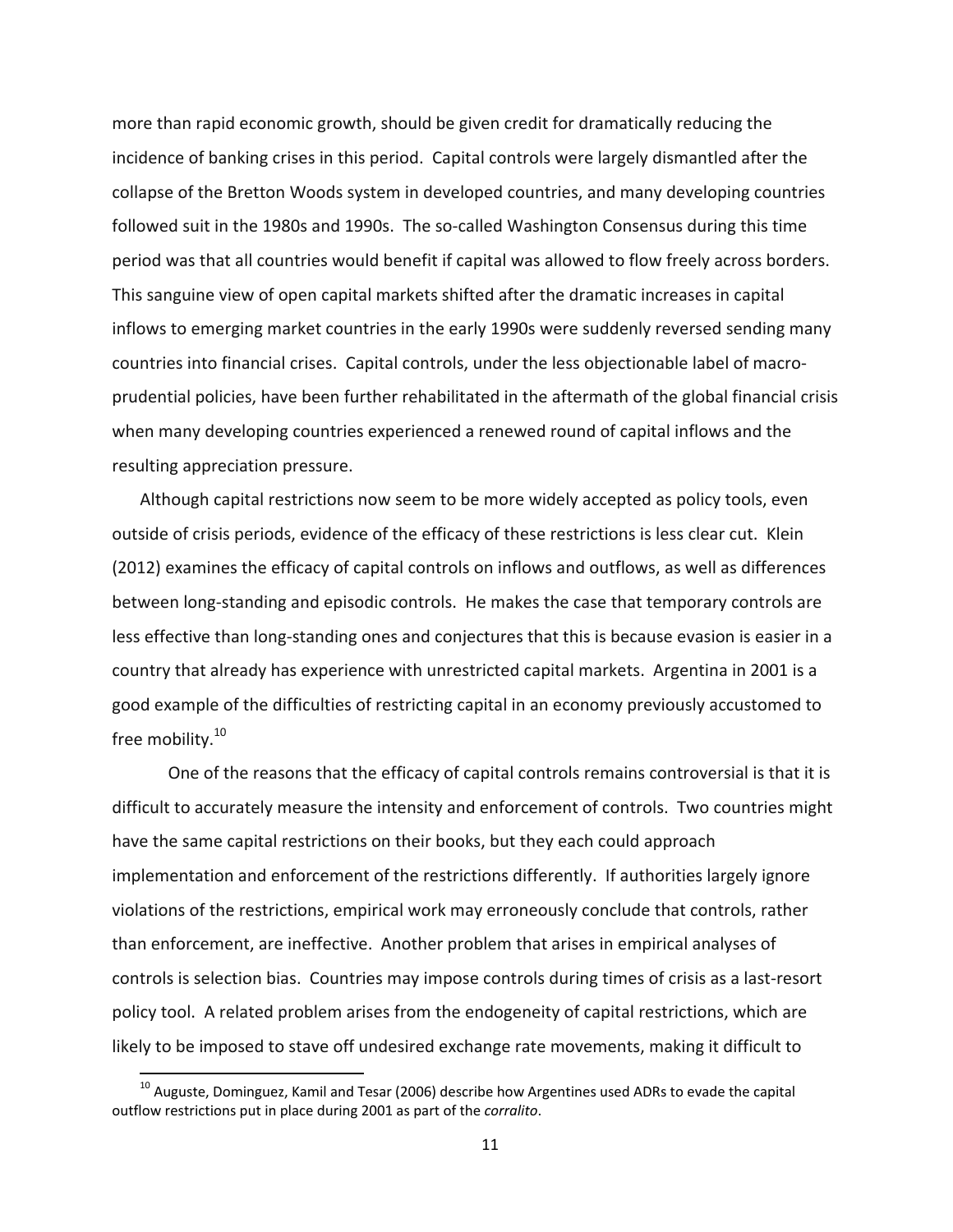more than rapid economic growth, should be given credit for dramatically reducing the incidence of banking crises in this period. Capital controls were largely dismantled after the collapse of the Bretton Woods system in developed countries, and many developing countries followed suit in the 1980s and 1990s. The so-called Washington Consensus during this time period was that all countries would benefit if capital was allowed to flow freely across borders. This sanguine view of open capital markets shifted after the dramatic increases in capital inflows to emerging market countries in the early 1990s were suddenly reversed sending many countries into financial crises. Capital controls, under the less objectionable label of macro-prudential policies, have been further rehabilitated in the aftermath of the global financial crisis when many developing countries experienced a renewed round of capital inflows and the resulting appreciation pressure.

Although capital restrictions now seem to be more widely accepted as policy tools, even outside of crisis periods, evidence of the efficacy of these restrictions is less clear cut. Klein (2012) examines the efficacy of capital controls on inflows and outflows, as well as differences between long-standing and episodic controls. He makes the case that temporary controls are less effective than long-standing ones and conjectures that this is because evasion is easier in a country that already has experience with unrestricted capital markets. Argentina in 2001 is a good example of the difficulties of restricting capital in an economy previously accustomed to free mobility.[10]

One of the reasons that the efficacy of capital controls remains controversial is that it is difficult to accurately measure the intensity and enforcement of controls. Two countries might have the same capital restrictions on their books, but they each could approach implementation and enforcement of the restrictions differently. If authorities largely ignore violations of the restrictions, empirical work may erroneously conclude that controls, rather than enforcement, are ineffective. Another problem that arises in empirical analyses of controls is selection bias. Countries may impose controls during times of crisis as a last-resort policy tool. A related problem arises from the endogeneity of capital restrictions, which are likely to be imposed to stave off undesired exchange rate movements, making it difficult to

[10] Auguste, Dominguez, Kamil and Tesar (2006) describe how Argentines used ADRs to evade the capital outflow restrictions put in place during 2001 as part of the *corralito*.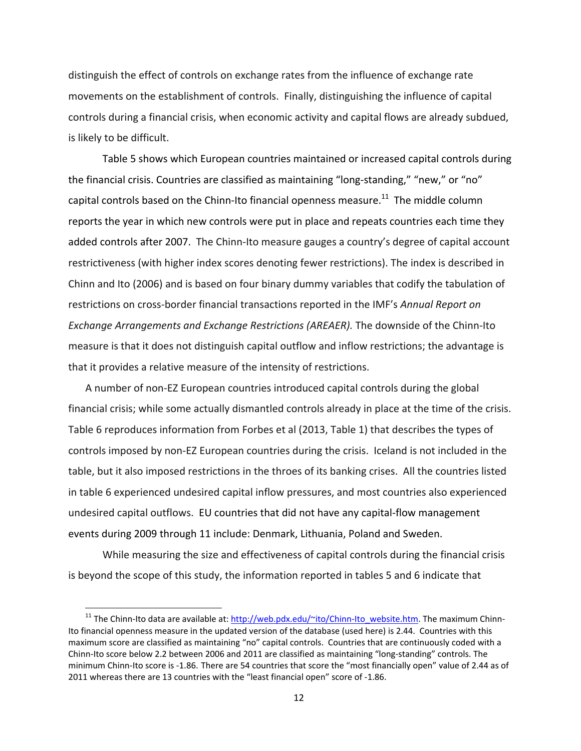distinguish the effect of controls on exchange rates from the influence of exchange rate movements on the establishment of controls. Finally, distinguishing the influence of capital controls during a financial crisis, when economic activity and capital flows are already subdued, is likely to be difficult.

Table 5 shows which European countries maintained or increased capital controls during the financial crisis. Countries are classified as maintaining "long-standing," "new," or "no" capital controls based on the Chinn-Ito financial openness measure.[11] The middle column reports the year in which new controls were put in place and repeats countries each time they added controls after 2007. The Chinn-Ito measure gauges a country's degree of capital account restrictiveness (with higher index scores denoting fewer restrictions). The index is described in Chinn and Ito (2006) and is based on four binary dummy variables that codify the tabulation of restrictions on cross-border financial transactions reported in the IMF's *Annual Report on Exchange Arrangements and Exchange Restrictions (AREAER).* The downside of the Chinn-Ito measure is that it does not distinguish capital outflow and inflow restrictions; the advantage is that it provides a relative measure of the intensity of restrictions.

A number of non-EZ European countries introduced capital controls during the global financial crisis; while some actually dismantled controls already in place at the time of the crisis. Table 6 reproduces information from Forbes et al (2013, Table 1) that describes the types of controls imposed by non-EZ European countries during the crisis. Iceland is not included in the table, but it also imposed restrictions in the throes of its banking crises. All the countries listed in table 6 experienced undesired capital inflow pressures, and most countries also experienced undesired capital outflows. EU countries that did not have any capital-flow management events during 2009 through 11 include: Denmark, Lithuania, Poland and Sweden.

While measuring the size and effectiveness of capital controls during the financial crisis is beyond the scope of this study, the information reported in tables 5 and 6 indicate that

[11] The Chinn-Ito data are available at: http://web.pdx.edu/~ito/Chinn-Ito_website.htm. The maximum Chinn-Ito financial openness measure in the updated version of the database (used here) is 2.44. Countries with this maximum score are classified as maintaining "no" capital controls. Countries that are continuously coded with a Chinn-Ito score below 2.2 between 2006 and 2011 are classified as maintaining "long-standing" controls. The minimum Chinn-Ito score is -1.86. There are 54 countries that score the "most financially open" value of 2.44 as of 2011 whereas there are 13 countries with the "least financial open" score of -1.86.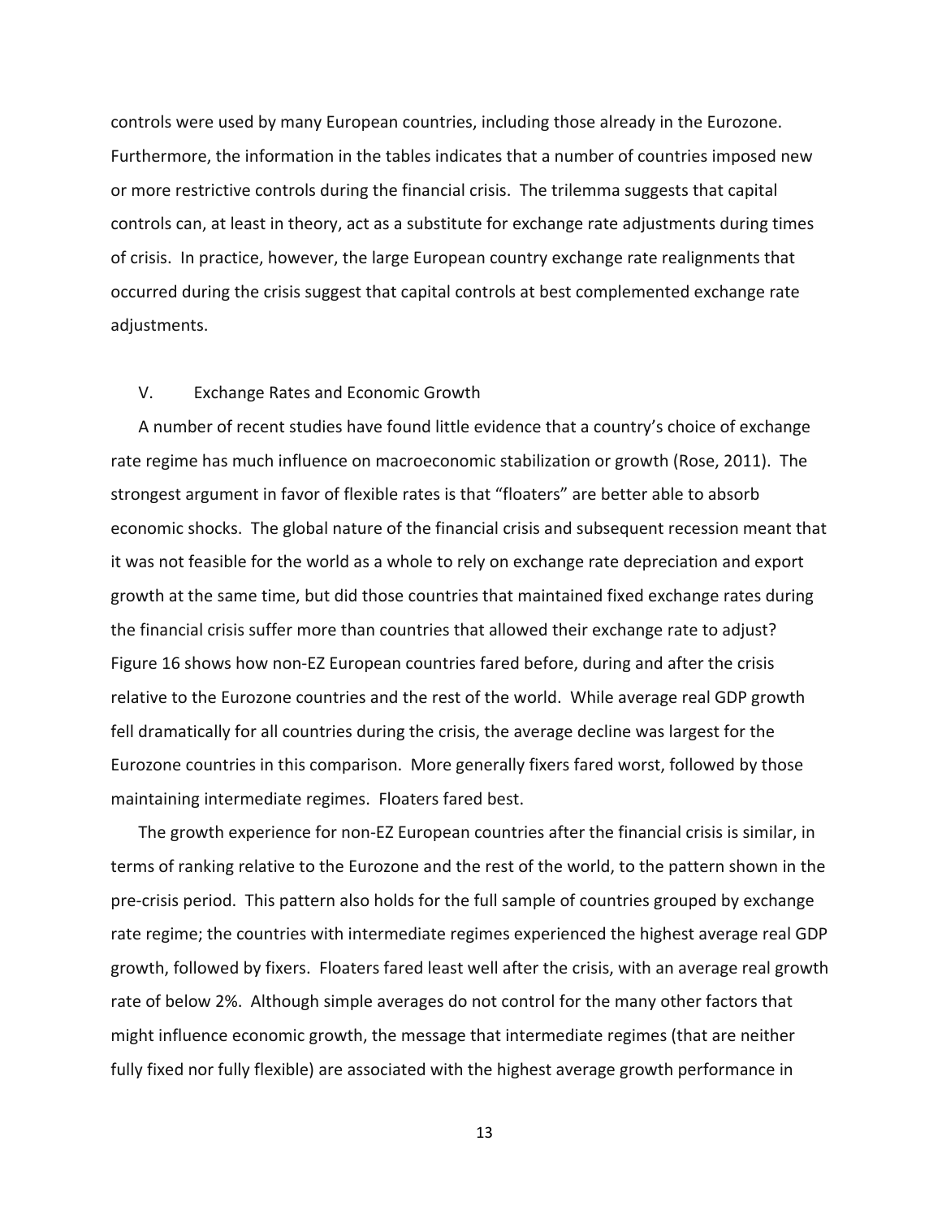controls were used by many European countries, including those already in the Eurozone. Furthermore, the information in the tables indicates that a number of countries imposed new or more restrictive controls during the financial crisis. The trilemma suggests that capital controls can, at least in theory, act as a substitute for exchange rate adjustments during times of crisis. In practice, however, the large European country exchange rate realignments that occurred during the crisis suggest that capital controls at best complemented exchange rate adjustments.

## V. Exchange Rates and Economic Growth

A number of recent studies have found little evidence that a country's choice of exchange rate regime has much influence on macroeconomic stabilization or growth (Rose, 2011). The strongest argument in favor of flexible rates is that "floaters" are better able to absorb economic shocks. The global nature of the financial crisis and subsequent recession meant that it was not feasible for the world as a whole to rely on exchange rate depreciation and export growth at the same time, but did those countries that maintained fixed exchange rates during the financial crisis suffer more than countries that allowed their exchange rate to adjust? Figure 16 shows how non-EZ European countries fared before, during and after the crisis relative to the Eurozone countries and the rest of the world. While average real GDP growth fell dramatically for all countries during the crisis, the average decline was largest for the Eurozone countries in this comparison. More generally fixers fared worst, followed by those maintaining intermediate regimes. Floaters fared best.

The growth experience for non-EZ European countries after the financial crisis is similar, in terms of ranking relative to the Eurozone and the rest of the world, to the pattern shown in the pre-crisis period. This pattern also holds for the full sample of countries grouped by exchange rate regime; the countries with intermediate regimes experienced the highest average real GDP growth, followed by fixers. Floaters fared least well after the crisis, with an average real growth rate of below 2%. Although simple averages do not control for the many other factors that might influence economic growth, the message that intermediate regimes (that are neither fully fixed nor fully flexible) are associated with the highest average growth performance in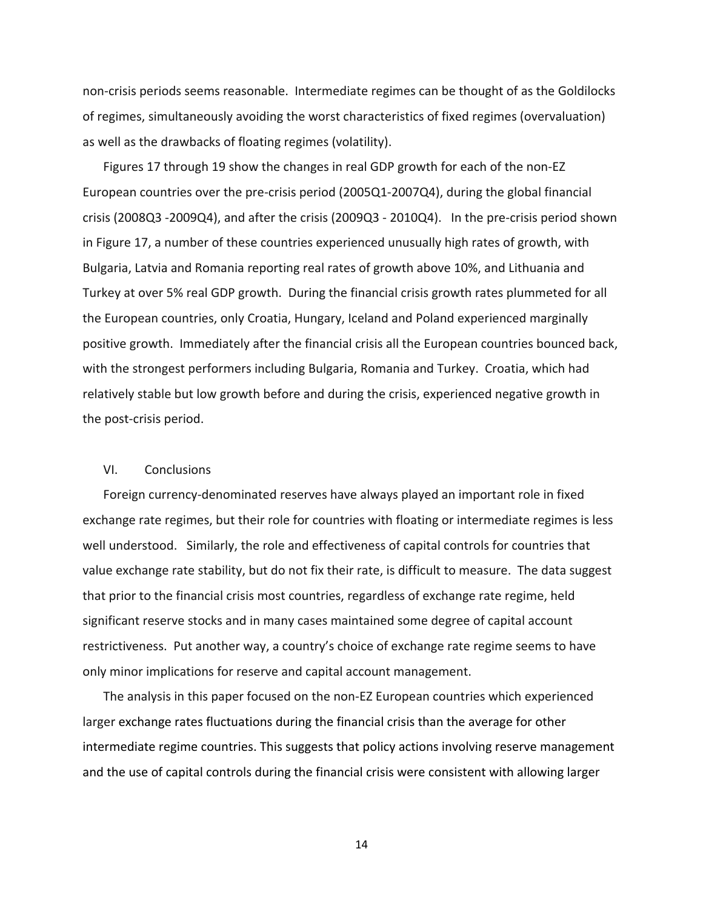non-crisis periods seems reasonable. Intermediate regimes can be thought of as the Goldilocks of regimes, simultaneously avoiding the worst characteristics of fixed regimes (overvaluation) as well as the drawbacks of floating regimes (volatility).

Figures 17 through 19 show the changes in real GDP growth for each of the non-EZ European countries over the pre-crisis period (2005Q1-2007Q4), during the global financial crisis (2008Q3 -2009Q4), and after the crisis (2009Q3 - 2010Q4). In the pre-crisis period shown in Figure 17, a number of these countries experienced unusually high rates of growth, with Bulgaria, Latvia and Romania reporting real rates of growth above 10%, and Lithuania and Turkey at over 5% real GDP growth. During the financial crisis growth rates plummeted for all the European countries, only Croatia, Hungary, Iceland and Poland experienced marginally positive growth. Immediately after the financial crisis all the European countries bounced back, with the strongest performers including Bulgaria, Romania and Turkey. Croatia, which had relatively stable but low growth before and during the crisis, experienced negative growth in the post-crisis period.

## VI. Conclusions

Foreign currency-denominated reserves have always played an important role in fixed exchange rate regimes, but their role for countries with floating or intermediate regimes is less well understood. Similarly, the role and effectiveness of capital controls for countries that value exchange rate stability, but do not fix their rate, is difficult to measure. The data suggest that prior to the financial crisis most countries, regardless of exchange rate regime, held significant reserve stocks and in many cases maintained some degree of capital account restrictiveness. Put another way, a country's choice of exchange rate regime seems to have only minor implications for reserve and capital account management.

The analysis in this paper focused on the non-EZ European countries which experienced larger exchange rates fluctuations during the financial crisis than the average for other intermediate regime countries. This suggests that policy actions involving reserve management and the use of capital controls during the financial crisis were consistent with allowing larger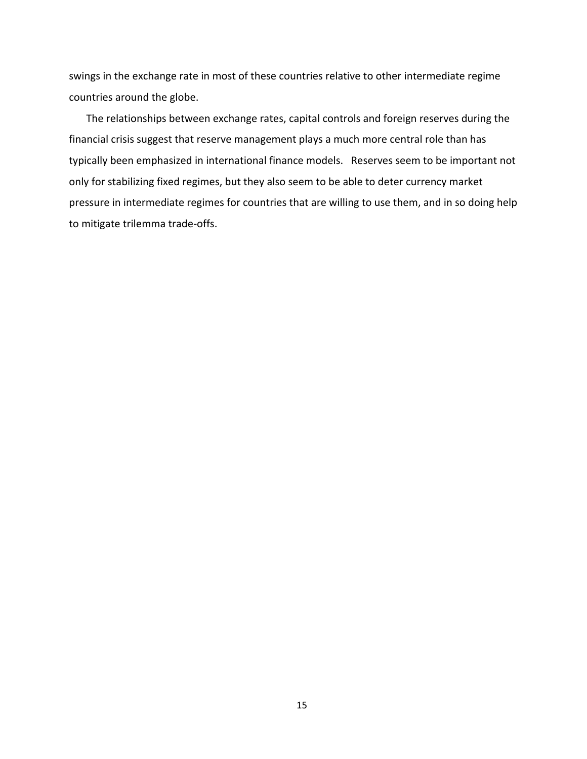swings in the exchange rate in most of these countries relative to other intermediate regime countries around the globe.

The relationships between exchange rates, capital controls and foreign reserves during the financial crisis suggest that reserve management plays a much more central role than has typically been emphasized in international finance models. Reserves seem to be important not only for stabilizing fixed regimes, but they also seem to be able to deter currency market pressure in intermediate regimes for countries that are willing to use them, and in so doing help to mitigate trilemma trade-offs.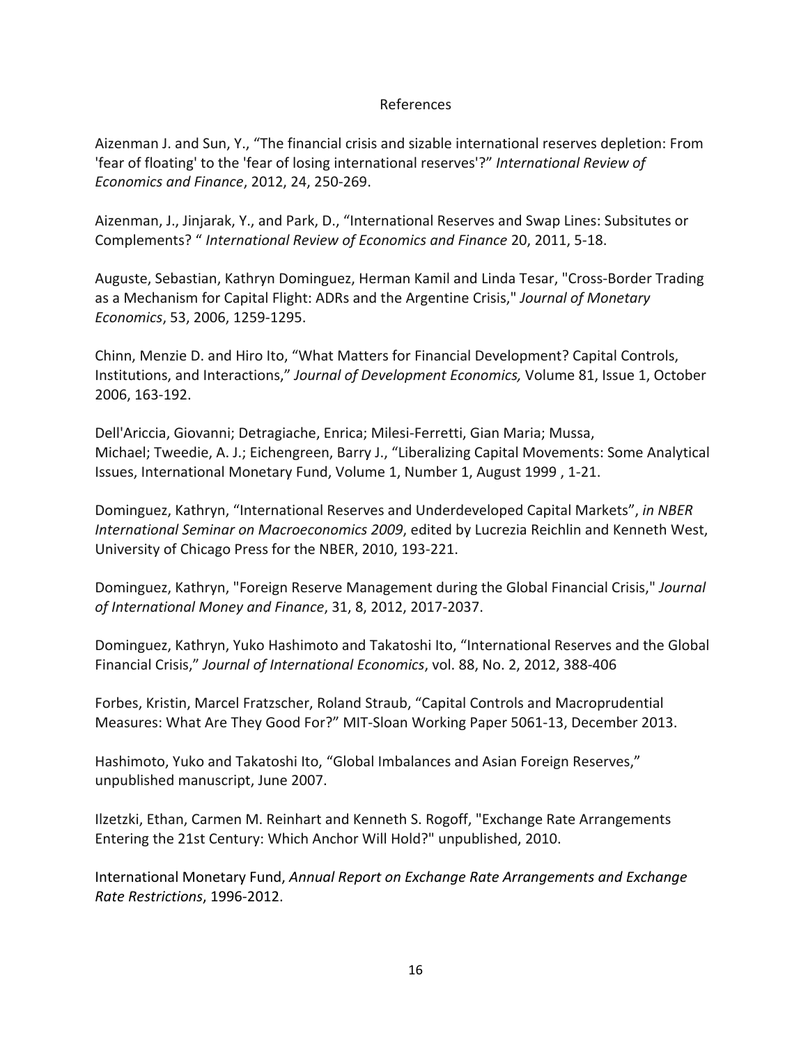# References

Aizenman J. and Sun, Y., "The financial crisis and sizable international reserves depletion: From 'fear of floating' to the 'fear of losing international reserves'?" *International Review of Economics and Finance*, 2012, 24, 250-269.

Aizenman, J., Jinjarak, Y., and Park, D., "International Reserves and Swap Lines: Subsitutes or Complements? " *International Review of Economics and Finance* 20, 2011, 5-18.

Auguste, Sebastian, Kathryn Dominguez, Herman Kamil and Linda Tesar, "Cross-Border Trading as a Mechanism for Capital Flight: ADRs and the Argentine Crisis," *Journal of Monetary Economics*, 53, 2006, 1259-1295.

Chinn, Menzie D. and Hiro Ito, "What Matters for Financial Development? Capital Controls, Institutions, and Interactions," *Journal of Development Economics,* Volume 81, Issue 1, October 2006, 163-192.

Dell'Ariccia, Giovanni; Detragiache, Enrica; Milesi-Ferretti, Gian Maria; Mussa, Michael; Tweedie, A. J.; Eichengreen, Barry J., "Liberalizing Capital Movements: Some Analytical Issues, International Monetary Fund, Volume 1, Number 1, August 1999 , 1-21.

Dominguez, Kathryn, "International Reserves and Underdeveloped Capital Markets", *in NBER International Seminar on Macroeconomics 2009*, edited by Lucrezia Reichlin and Kenneth West, University of Chicago Press for the NBER, 2010, 193-221.

Dominguez, Kathryn, "Foreign Reserve Management during the Global Financial Crisis," *Journal of International Money and Finance*, 31, 8, 2012, 2017-2037.

Dominguez, Kathryn, Yuko Hashimoto and Takatoshi Ito, "International Reserves and the Global Financial Crisis," *Journal of International Economics*, vol. 88, No. 2, 2012, 388-406

Forbes, Kristin, Marcel Fratzscher, Roland Straub, "Capital Controls and Macroprudential Measures: What Are They Good For?" MIT-Sloan Working Paper 5061-13, December 2013.

Hashimoto, Yuko and Takatoshi Ito, "Global Imbalances and Asian Foreign Reserves," unpublished manuscript, June 2007.

Ilzetzki, Ethan, Carmen M. Reinhart and Kenneth S. Rogoff, "Exchange Rate Arrangements Entering the 21st Century: Which Anchor Will Hold?" unpublished, 2010.

International Monetary Fund, *Annual Report on Exchange Rate Arrangements and Exchange Rate Restrictions*, 1996-2012.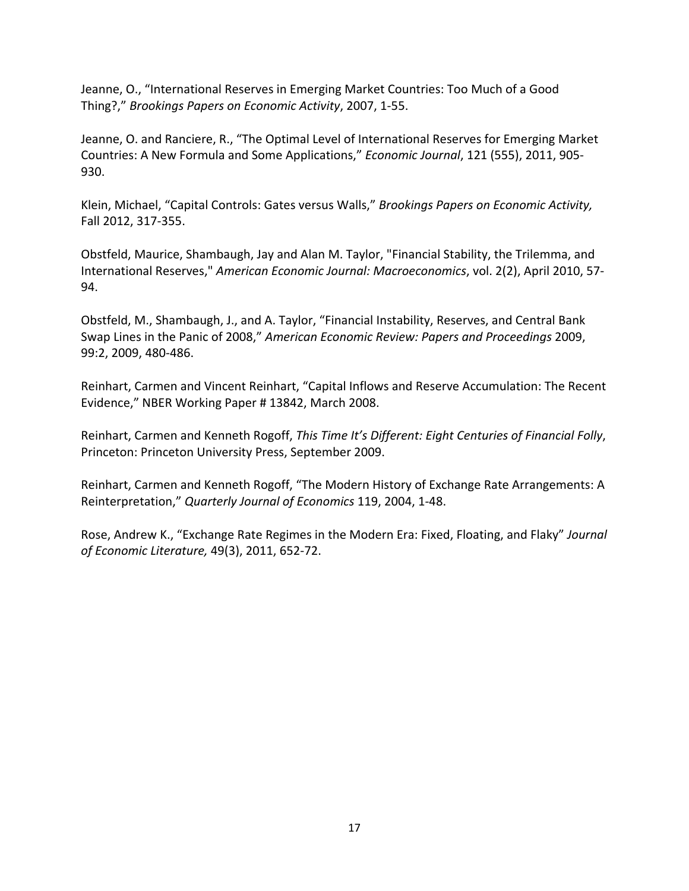Jeanne, O., “International Reserves in Emerging Market Countries: Too Much of a Good Thing?,” *Brookings Papers on Economic Activity*, 2007, 1-55.

Jeanne, O. and Ranciere, R., “The Optimal Level of International Reserves for Emerging Market Countries: A New Formula and Some Applications,” *Economic Journal*, 121 (555), 2011, 905-930.

Klein, Michael, “Capital Controls: Gates versus Walls,” *Brookings Papers on Economic Activity,* Fall 2012, 317-355.

Obstfeld, Maurice, Shambaugh, Jay and Alan M. Taylor, "Financial Stability, the Trilemma, and International Reserves," *American Economic Journal: Macroeconomics*, vol. 2(2), April 2010, 57-94.

Obstfeld, M., Shambaugh, J., and A. Taylor, “Financial Instability, Reserves, and Central Bank Swap Lines in the Panic of 2008,” *American Economic Review: Papers and Proceedings* 2009, 99:2, 2009, 480-486.

Reinhart, Carmen and Vincent Reinhart, “Capital Inflows and Reserve Accumulation: The Recent Evidence,” NBER Working Paper # 13842, March 2008.

Reinhart, Carmen and Kenneth Rogoff, *This Time It’s Different: Eight Centuries of Financial Folly*, Princeton: Princeton University Press, September 2009.

Reinhart, Carmen and Kenneth Rogoff, “The Modern History of Exchange Rate Arrangements: A Reinterpretation,” *Quarterly Journal of Economics* 119, 2004, 1-48.

Rose, Andrew K., “Exchange Rate Regimes in the Modern Era: Fixed, Floating, and Flaky” *Journal of Economic Literature,* 49(3), 2011, 652-72.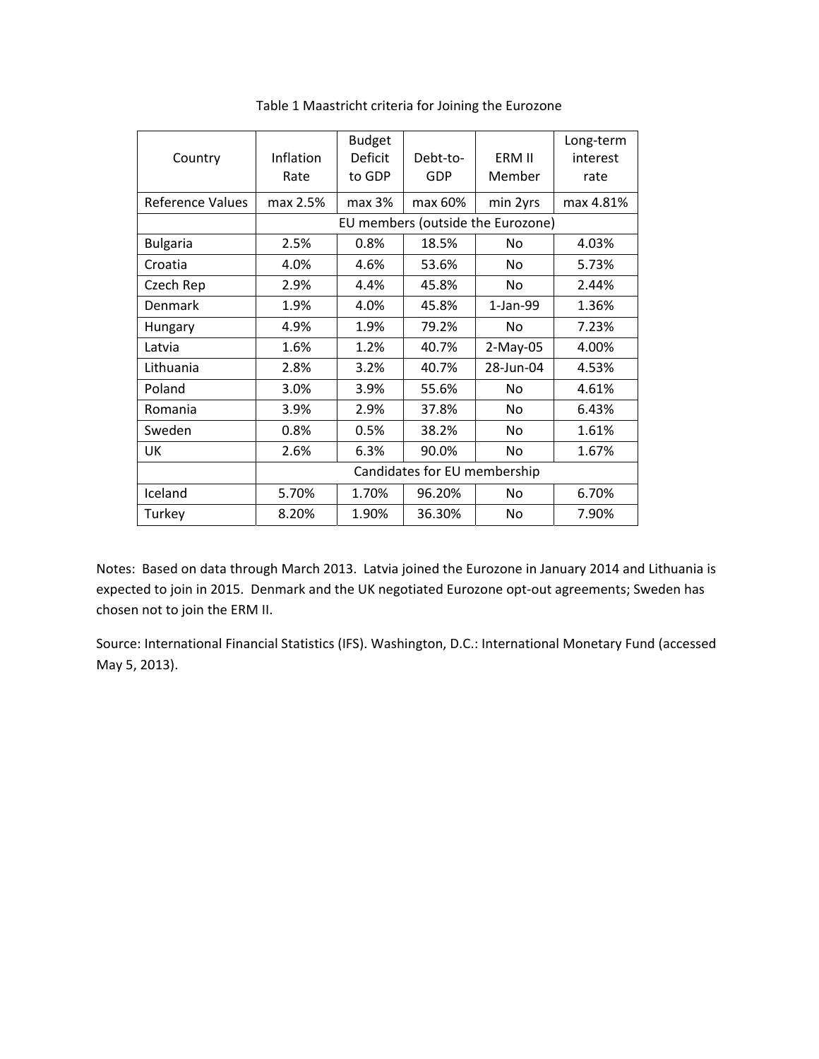Table 1 Maastricht criteria for Joining the Eurozone

| Country | Inflation Rate | Budget Deficit to GDP | Debt-to-GDP | ERM II Member | Long-term interest rate |
|---|---|---|---|---|---|
| Reference Values | max 2.5% | max 3% | max 60% | min 2yrs | max 4.81% |
| | EU members (outside the Eurozone) | | | | |
| Bulgaria | 2.5% | 0.8% | 18.5% | No | 4.03% |
| Croatia | 4.0% | 4.6% | 53.6% | No | 5.73% |
| Czech Rep | 2.9% | 4.4% | 45.8% | No | 2.44% |
| Denmark | 1.9% | 4.0% | 45.8% | 1-Jan-99 | 1.36% |
| Hungary | 4.9% | 1.9% | 79.2% | No | 7.23% |
| Latvia | 1.6% | 1.2% | 40.7% | 2-May-05 | 4.00% |
| Lithuania | 2.8% | 3.2% | 40.7% | 28-Jun-04 | 4.53% |
| Poland | 3.0% | 3.9% | 55.6% | No | 4.61% |
| Romania | 3.9% | 2.9% | 37.8% | No | 6.43% |
| Sweden | 0.8% | 0.5% | 38.2% | No | 1.61% |
| UK | 2.6% | 6.3% | 90.0% | No | 1.67% |
| | Candidates for EU membership | | | | |
| Iceland | 5.70% | 1.70% | 96.20% | No | 6.70% |
| Turkey | 8.20% | 1.90% | 36.30% | No | 7.90% |

Notes: Based on data through March 2013. Latvia joined the Eurozone in January 2014 and Lithuania is expected to join in 2015. Denmark and the UK negotiated Eurozone opt-out agreements; Sweden has chosen not to join the ERM II.

Source: International Financial Statistics (IFS). Washington, D.C.: International Monetary Fund (accessed May 5, 2013).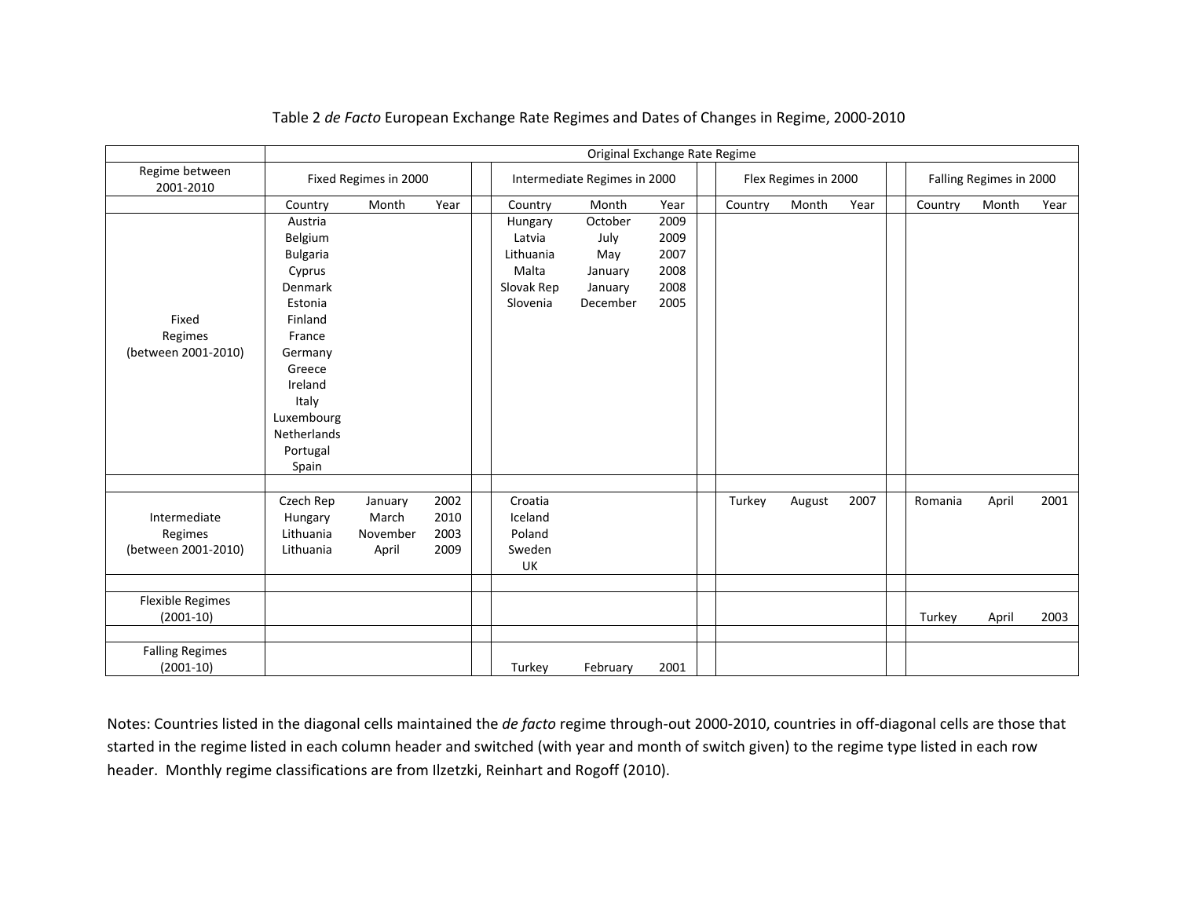Table 2 *de Facto* European Exchange Rate Regimes and Dates of Changes in Regime, 2000-2010

| Regime between 2001-2010 | Original Exchange Rate Regime | | | | | | | | | | | |
|---|---|---|---|---|---|---|---|---|---|---|---|---|
| | Fixed Regimes in 2000 | | | Intermediate Regimes in 2000 | | | Flex Regimes in 2000 | | | Falling Regimes in 2000 | | |
| | Country | Month | Year | Country | Month | Year | Country | Month | Year | Country | Month | Year |
| Fixed Regimes (between 2001-2010) | Austria | | | Hungary | October | 2009 | | | | | | |
| | Belgium | | | Latvia | July | 2009 | | | | | | |
| | Bulgaria | | | Lithuania | May | 2007 | | | | | | |
| | Cyprus | | | Malta | January | 2008 | | | | | | |
| | Denmark | | | Slovak Rep | January | 2008 | | | | | | |
| | Estonia | | | Slovenia | December | 2005 | | | | | | |
| | Finland | | | | | | | | | | | |
| | France | | | | | | | | | | | |
| | Germany | | | | | | | | | | | |
| | Greece | | | | | | | | | | | |
| | Ireland | | | | | | | | | | | |
| | Italy | | | | | | | | | | | |
| | Luxembourg | | | | | | | | | | | |
| | Netherlands | | | | | | | | | | | |
| | Portugal | | | | | | | | | | | |
| | Spain | | | | | | | | | | | |
| Intermediate Regimes (between 2001-2010) | Czech Rep | January | 2002 | Croatia | | | Turkey | August | 2007 | Romania | April | 2001 |
| | Hungary | March | 2010 | Iceland | | | | | | | | |
| | Lithuania | November | 2003 | Poland | | | | | | | | |
| | Lithuania | April | 2009 | Sweden | | | | | | | | |
| | | | | UK | | | | | | | | |
| Flexible Regimes (2001-10) | | | | | | | | | | Turkey | April | 2003 |
| Falling Regimes (2001-10) | | | | Turkey | February | 2001 | | | | | | |

Notes: Countries listed in the diagonal cells maintained the *de facto* regime through-out 2000-2010, countries in off-diagonal cells are those that started in the regime listed in each column header and switched (with year and month of switch given) to the regime type listed in each row header. Monthly regime classifications are from Ilzetzki, Reinhart and Rogoff (2010).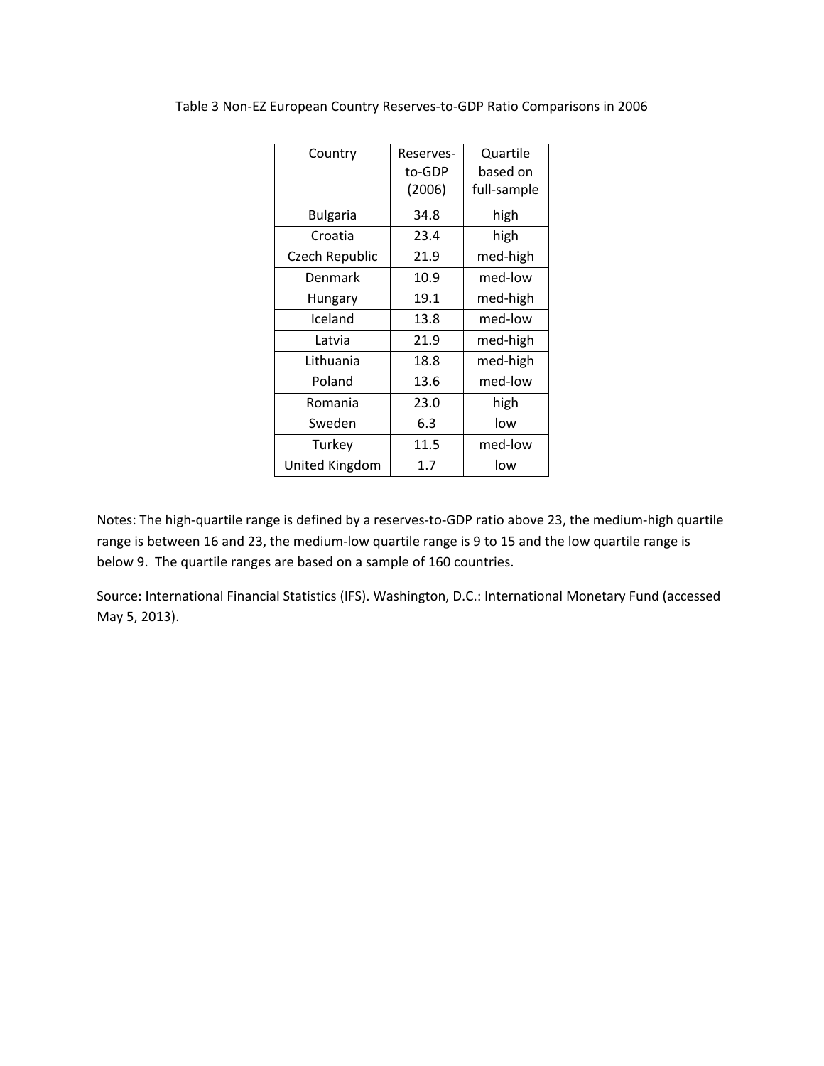Table 3 Non-EZ European Country Reserves-to-GDP Ratio Comparisons in 2006

| Country | Reserves-to-GDP (2006) | Quartile based on full-sample |
| --- | --- | --- |
| Bulgaria | 34.8 | high |
| Croatia | 23.4 | high |
| Czech Republic | 21.9 | med-high |
| Denmark | 10.9 | med-low |
| Hungary | 19.1 | med-high |
| Iceland | 13.8 | med-low |
| Latvia | 21.9 | med-high |
| Lithuania | 18.8 | med-high |
| Poland | 13.6 | med-low |
| Romania | 23.0 | high |
| Sweden | 6.3 | low |
| Turkey | 11.5 | med-low |
| United Kingdom | 1.7 | low |

Notes: The high-quartile range is defined by a reserves-to-GDP ratio above 23, the medium-high quartile range is between 16 and 23, the medium-low quartile range is 9 to 15 and the low quartile range is below 9. The quartile ranges are based on a sample of 160 countries.

Source: International Financial Statistics (IFS). Washington, D.C.: International Monetary Fund (accessed May 5, 2013).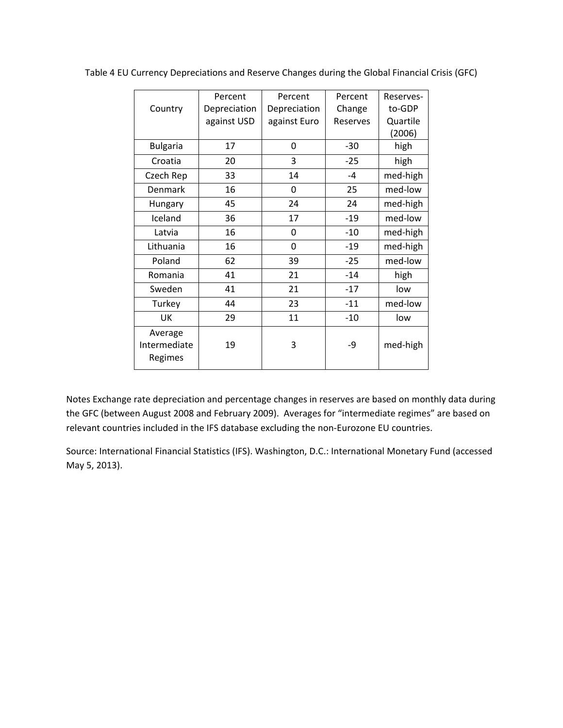Table 4 EU Currency Depreciations and Reserve Changes during the Global Financial Crisis (GFC)

| Country | Percent Depreciation against USD | Percent Depreciation against Euro | Percent Change Reserves | Reserves-to-GDP Quartile (2006) |
|---|---|---|---|---|
| Bulgaria | 17 | 0 | -30 | high |
| Croatia | 20 | 3 | -25 | high |
| Czech Rep | 33 | 14 | -4 | med-high |
| Denmark | 16 | 0 | 25 | med-low |
| Hungary | 45 | 24 | 24 | med-high |
| Iceland | 36 | 17 | -19 | med-low |
| Latvia | 16 | 0 | -10 | med-high |
| Lithuania | 16 | 0 | -19 | med-high |
| Poland | 62 | 39 | -25 | med-low |
| Romania | 41 | 21 | -14 | high |
| Sweden | 41 | 21 | -17 | low |
| Turkey | 44 | 23 | -11 | med-low |
| UK | 29 | 11 | -10 | low |
| Average Intermediate Regimes | 19 | 3 | -9 | med-high |

Notes Exchange rate depreciation and percentage changes in reserves are based on monthly data during the GFC (between August 2008 and February 2009). Averages for "intermediate regimes" are based on relevant countries included in the IFS database excluding the non-Eurozone EU countries.

Source: International Financial Statistics (IFS). Washington, D.C.: International Monetary Fund (accessed May 5, 2013).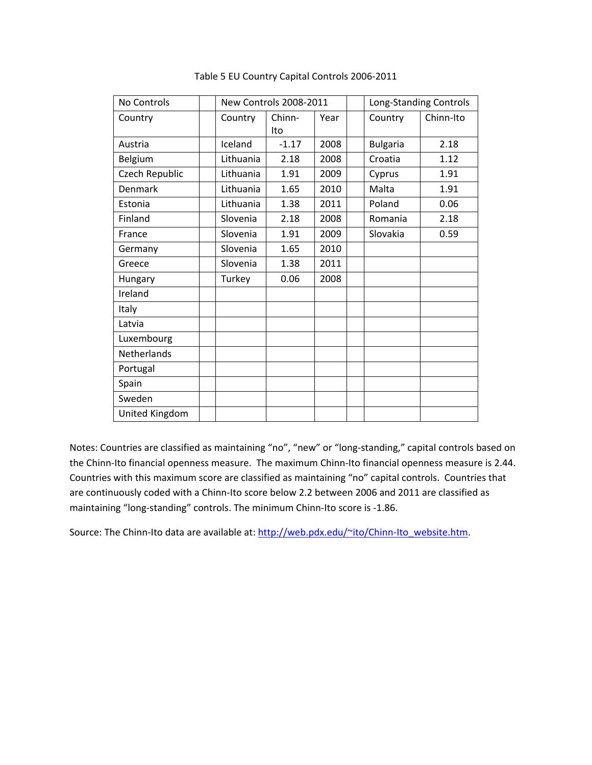Table 5 EU Country Capital Controls 2006-2011

| No Controls | | New Controls 2008-2011 | | | | Long-Standing Controls | |
|---|---|---|---|---|---|---|---|
| Country | | Country | Chinn-Ito | Year | | Country | Chinn-Ito |
| Austria | | Iceland | -1.17 | 2008 | | Bulgaria | 2.18 |
| Belgium | | Lithuania | 2.18 | 2008 | | Croatia | 1.12 |
| Czech Republic | | Lithuania | 1.91 | 2009 | | Cyprus | 1.91 |
| Denmark | | Lithuania | 1.65 | 2010 | | Malta | 1.91 |
| Estonia | | Lithuania | 1.38 | 2011 | | Poland | 0.06 |
| Finland | | Slovenia | 2.18 | 2008 | | Romania | 2.18 |
| France | | Slovenia | 1.91 | 2009 | | Slovakia | 0.59 |
| Germany | | Slovenia | 1.65 | 2010 | | | |
| Greece | | Slovenia | 1.38 | 2011 | | | |
| Hungary | | Turkey | 0.06 | 2008 | | | |
| Ireland | | | | | | | |
| Italy | | | | | | | |
| Latvia | | | | | | | |
| Luxembourg | | | | | | | |
| Netherlands | | | | | | | |
| Portugal | | | | | | | |
| Spain | | | | | | | |
| Sweden | | | | | | | |
| United Kingdom | | | | | | | |

Notes: Countries are classified as maintaining "no", "new" or "long-standing," capital controls based on the Chinn-Ito financial openness measure. The maximum Chinn-Ito financial openness measure is 2.44. Countries with this maximum score are classified as maintaining "no" capital controls. Countries that are continuously coded with a Chinn-Ito score below 2.2 between 2006 and 2011 are classified as maintaining "long-standing" controls. The minimum Chinn-Ito score is -1.86.

Source: The Chinn-Ito data are available at: http://web.pdx.edu/~ito/Chinn-Ito_website.htm.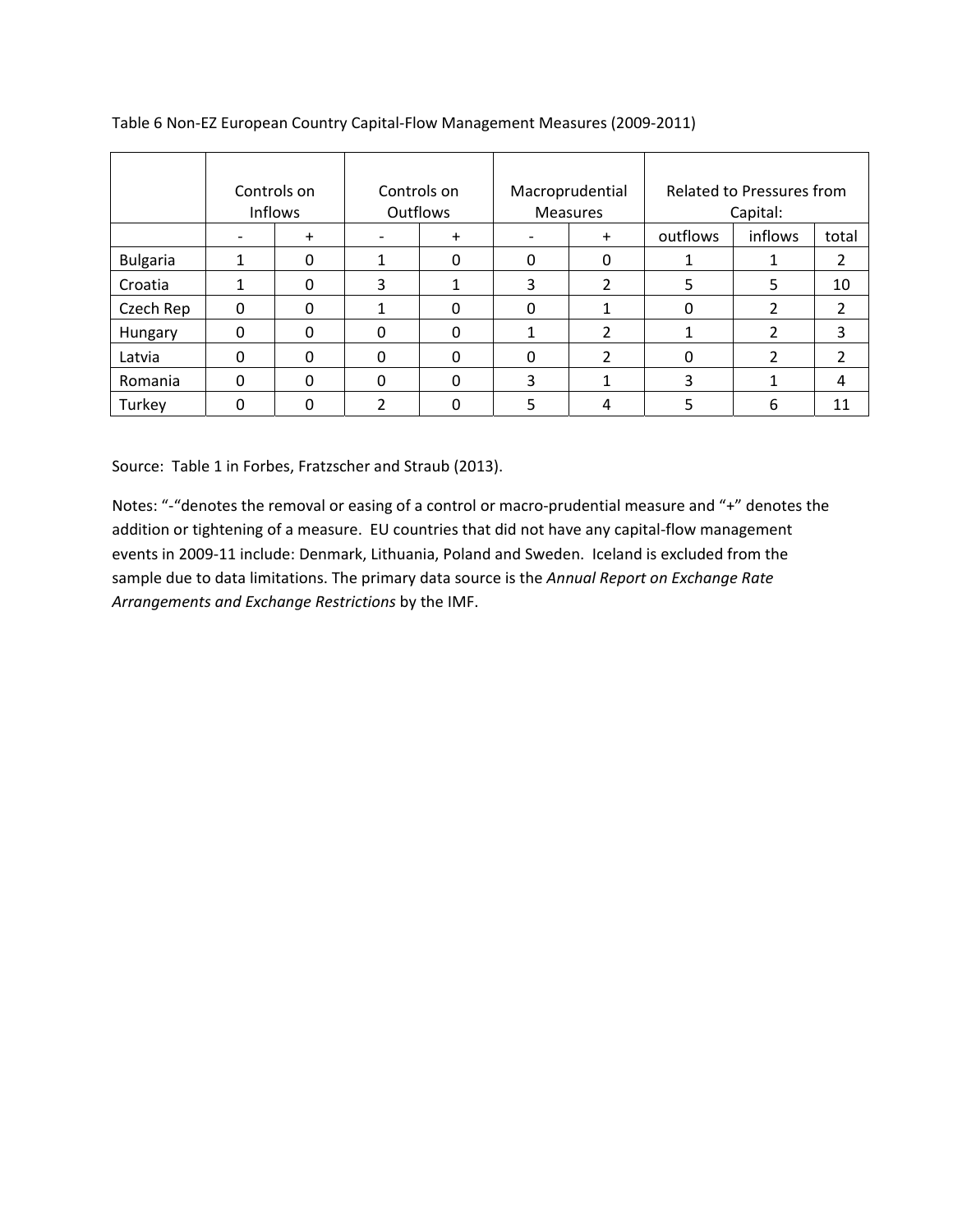Table 6 Non-EZ European Country Capital-Flow Management Measures (2009-2011)

| | Controls on Inflows | | Controls on Outflows | | Macroprudential Measures | | Related to Pressures from Capital: | | |
|---|---|---|---|---|---|---|---|---|---|
| | - | + | - | + | - | + | outflows | inflows | total |
| Bulgaria | 1 | 0 | 1 | 0 | 0 | 0 | 1 | 1 | 2 |
| Croatia | 1 | 0 | 3 | 1 | 3 | 2 | 5 | 5 | 10 |
| Czech Rep | 0 | 0 | 1 | 0 | 0 | 1 | 0 | 2 | 2 |
| Hungary | 0 | 0 | 0 | 0 | 1 | 2 | 1 | 2 | 3 |
| Latvia | 0 | 0 | 0 | 0 | 0 | 2 | 0 | 2 | 2 |
| Romania | 0 | 0 | 0 | 0 | 3 | 1 | 3 | 1 | 4 |
| Turkey | 0 | 0 | 2 | 0 | 5 | 4 | 5 | 6 | 11 |

Source: Table 1 in Forbes, Fratzscher and Straub (2013).

Notes: "-"denotes the removal or easing of a control or macro-prudential measure and "+" denotes the addition or tightening of a measure. EU countries that did not have any capital-flow management events in 2009-11 include: Denmark, Lithuania, Poland and Sweden. Iceland is excluded from the sample due to data limitations. The primary data source is the *Annual Report on Exchange Rate Arrangements and Exchange Restrictions* by the IMF.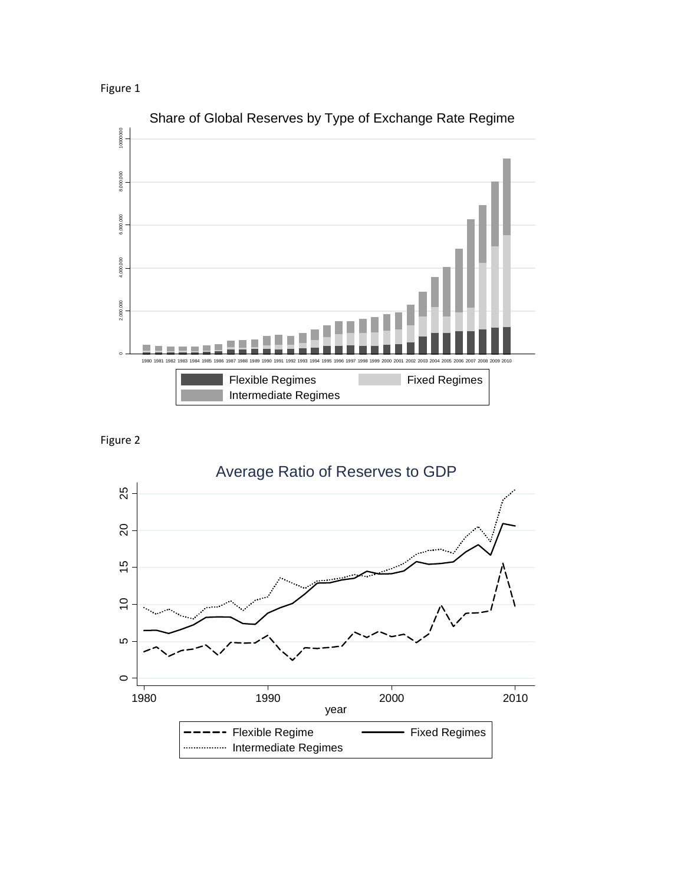Figure 1

Share of Global Reserves by Type of Exchange Rate Regime

Flexible Regimes | Fixed Regimes | Intermediate Regimes

Figure 2

Average Ratio of Reserves to GDP

Flexible Regime | Fixed Regimes | Intermediate Regimes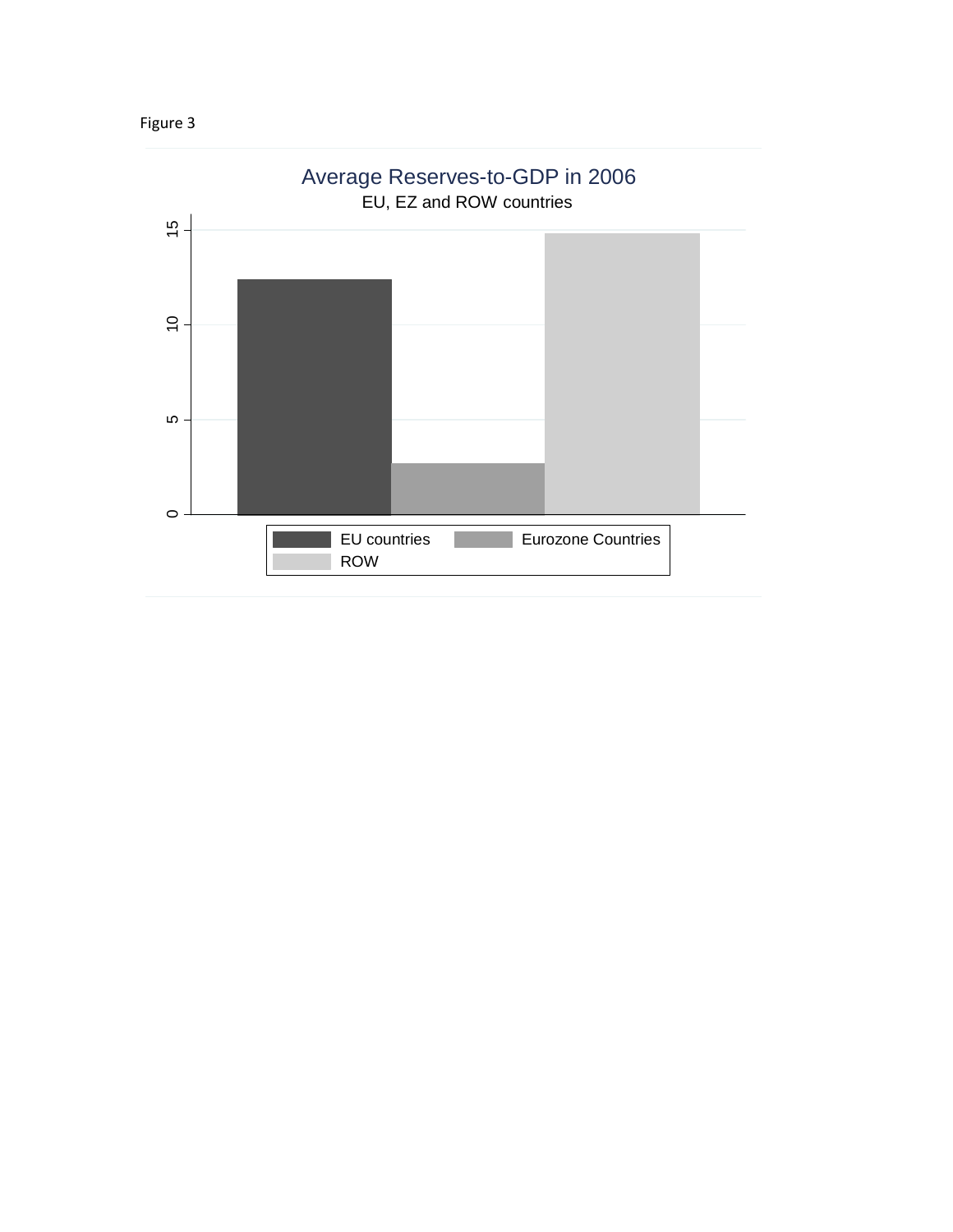Figure 3

Average Reserves-to-GDP in 2006

EU, EZ and ROW countries

EU countries | Eurozone Countries | ROW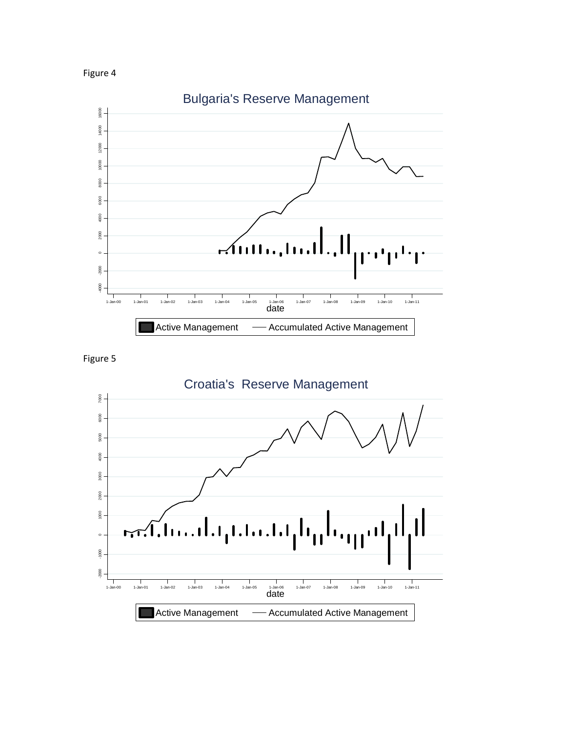Figure 4

Bulgaria's Reserve Management

Active Management — Accumulated Active Management

Figure 5

Croatia's Reserve Management

Active Management — Accumulated Active Management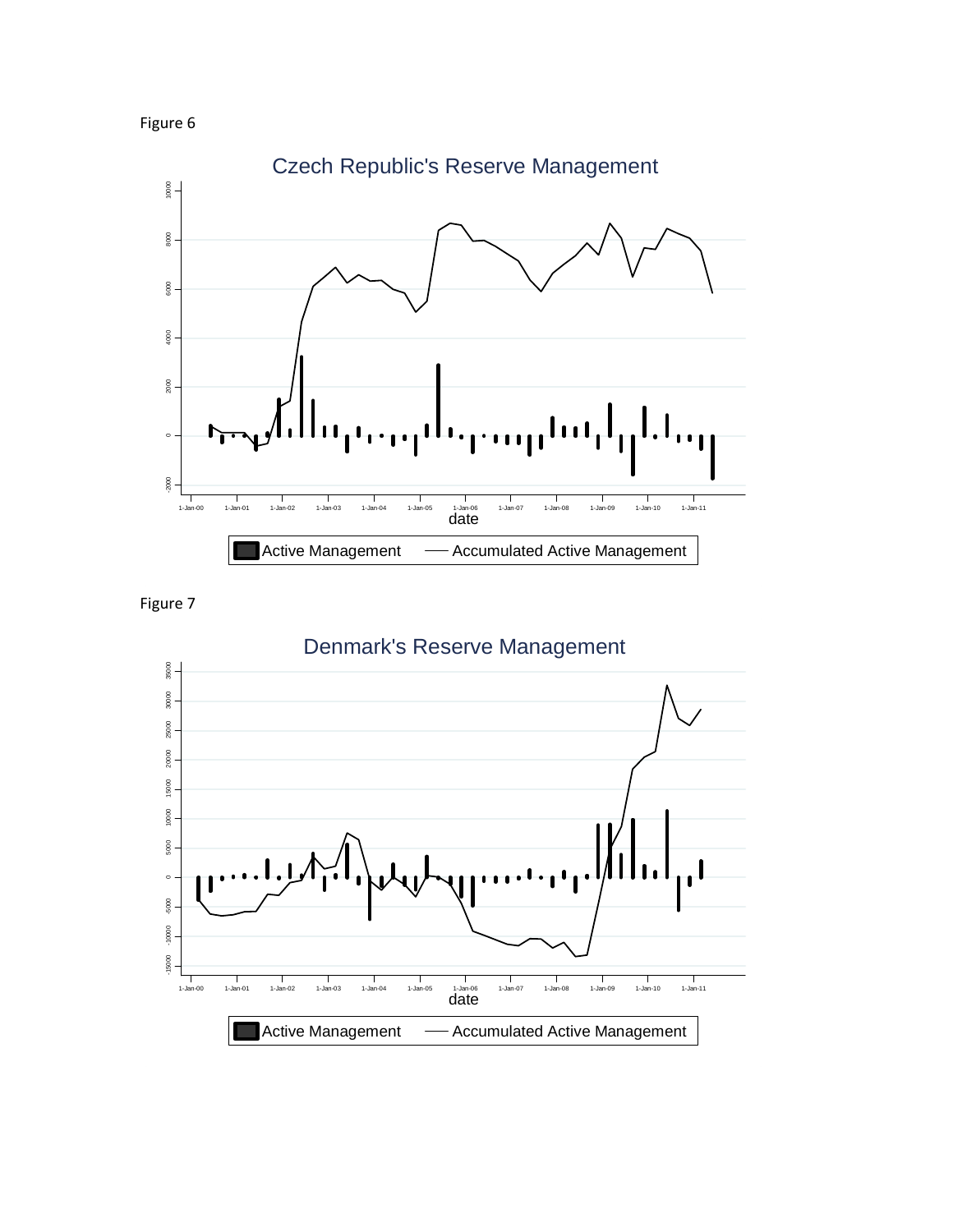Figure 6

Figure 7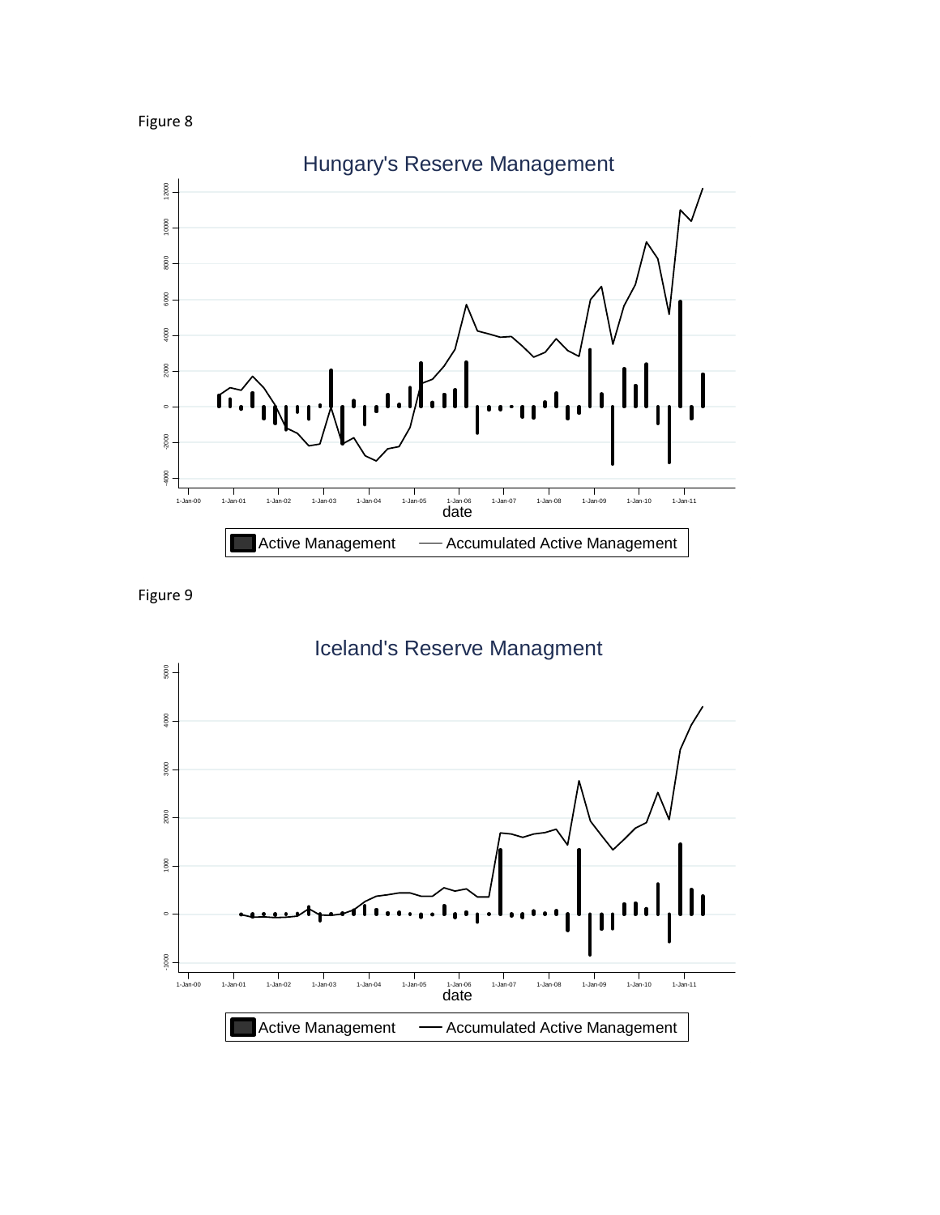Figure 8

Hungary's Reserve Management

Active Management — Accumulated Active Management

Figure 9

Iceland's Reserve Managment

Active Management — Accumulated Active Management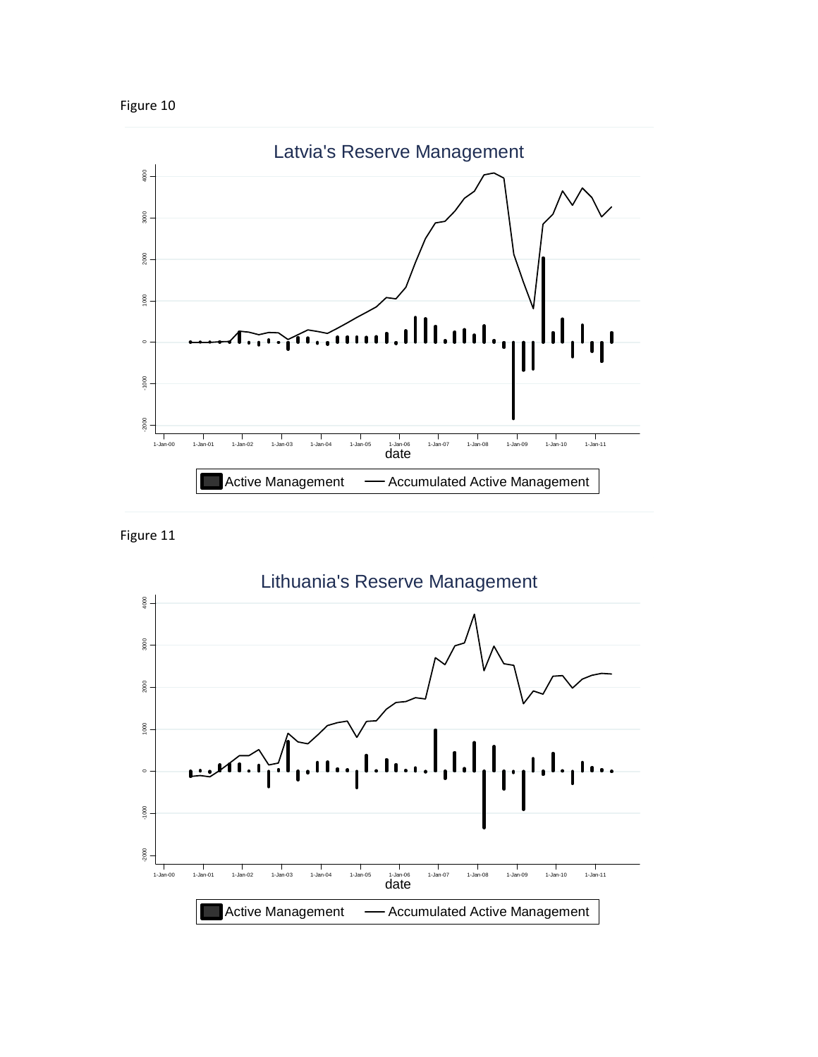Figure 10

Latvia's Reserve Management

Figure 11

Lithuania's Reserve Management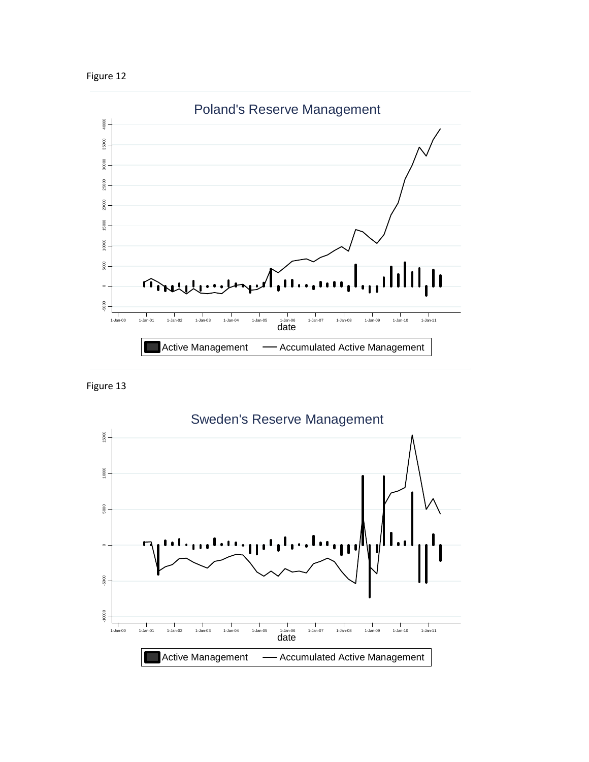Figure 12

Poland's Reserve Management

Active Management — Accumulated Active Management

Figure 13

Sweden's Reserve Management

Active Management — Accumulated Active Management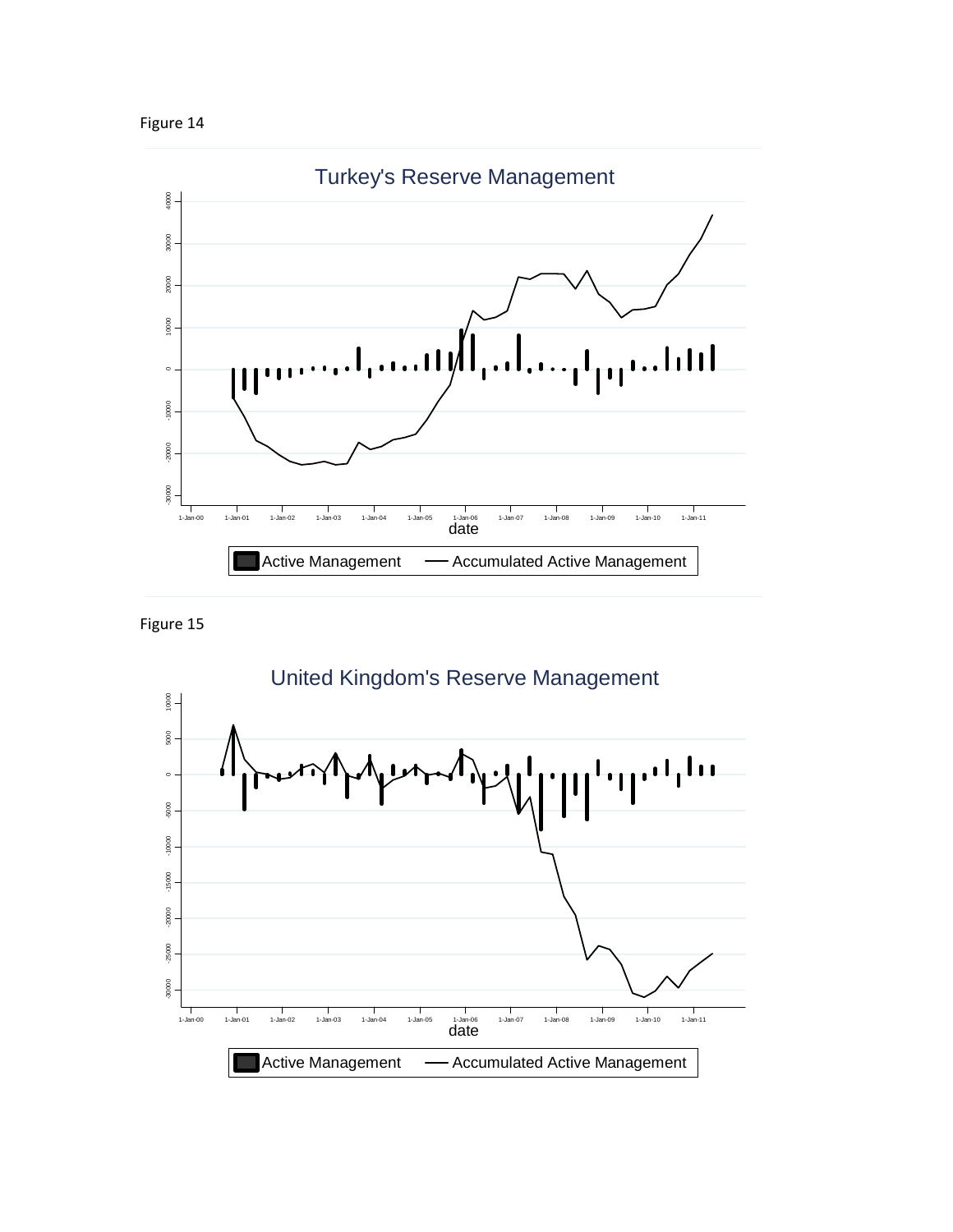Figure 14

Turkey's Reserve Management

Figure 15

United Kingdom's Reserve Management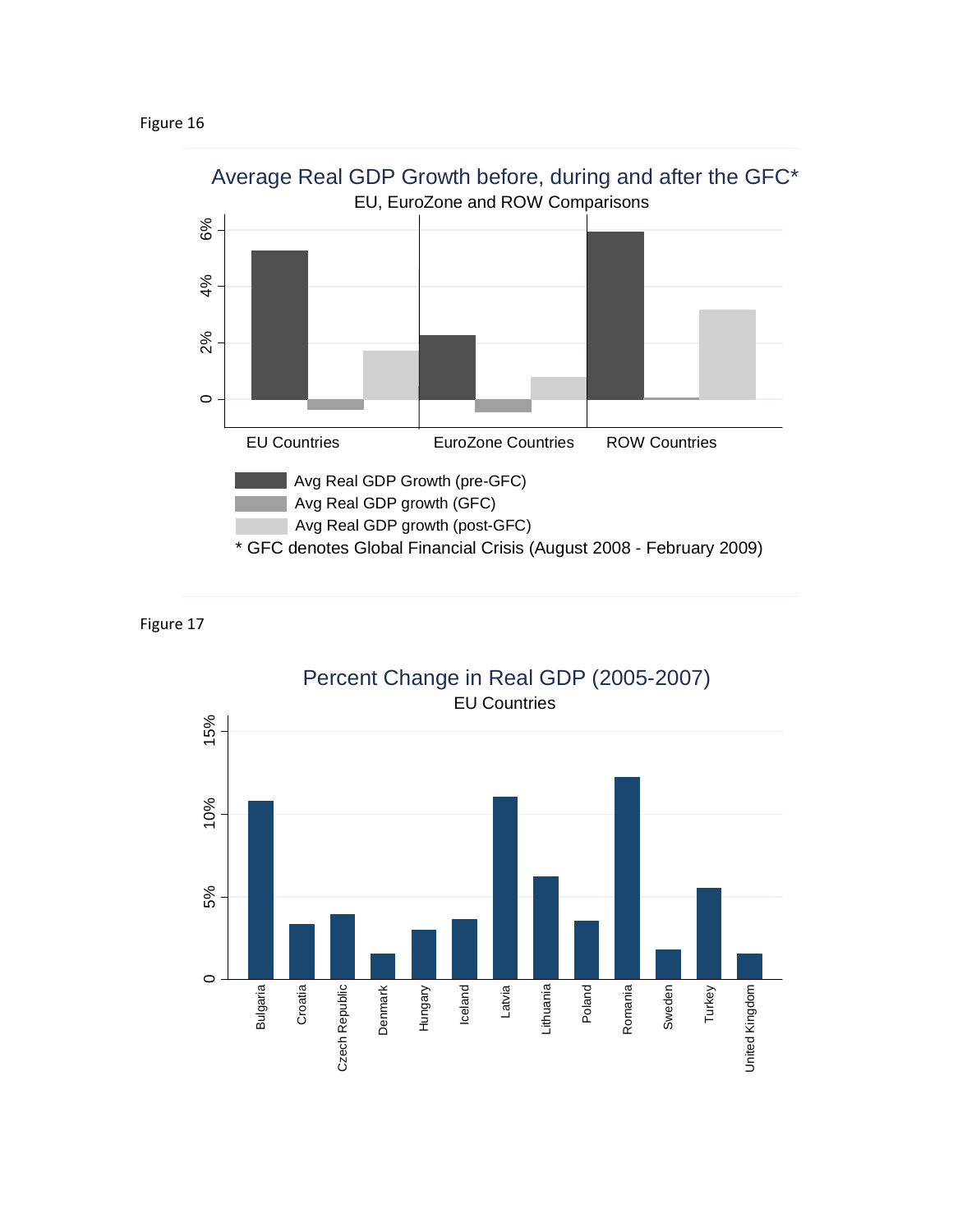Figure 16

Average Real GDP Growth before, during and after the GFC*

EU, EuroZone and ROW Comparisons

Avg Real GDP Growth (pre-GFC)

Avg Real GDP growth (GFC)

Avg Real GDP growth (post-GFC)

* GFC denotes Global Financial Crisis (August 2008 - February 2009)

Figure 17

Percent Change in Real GDP (2005-2007)

EU Countries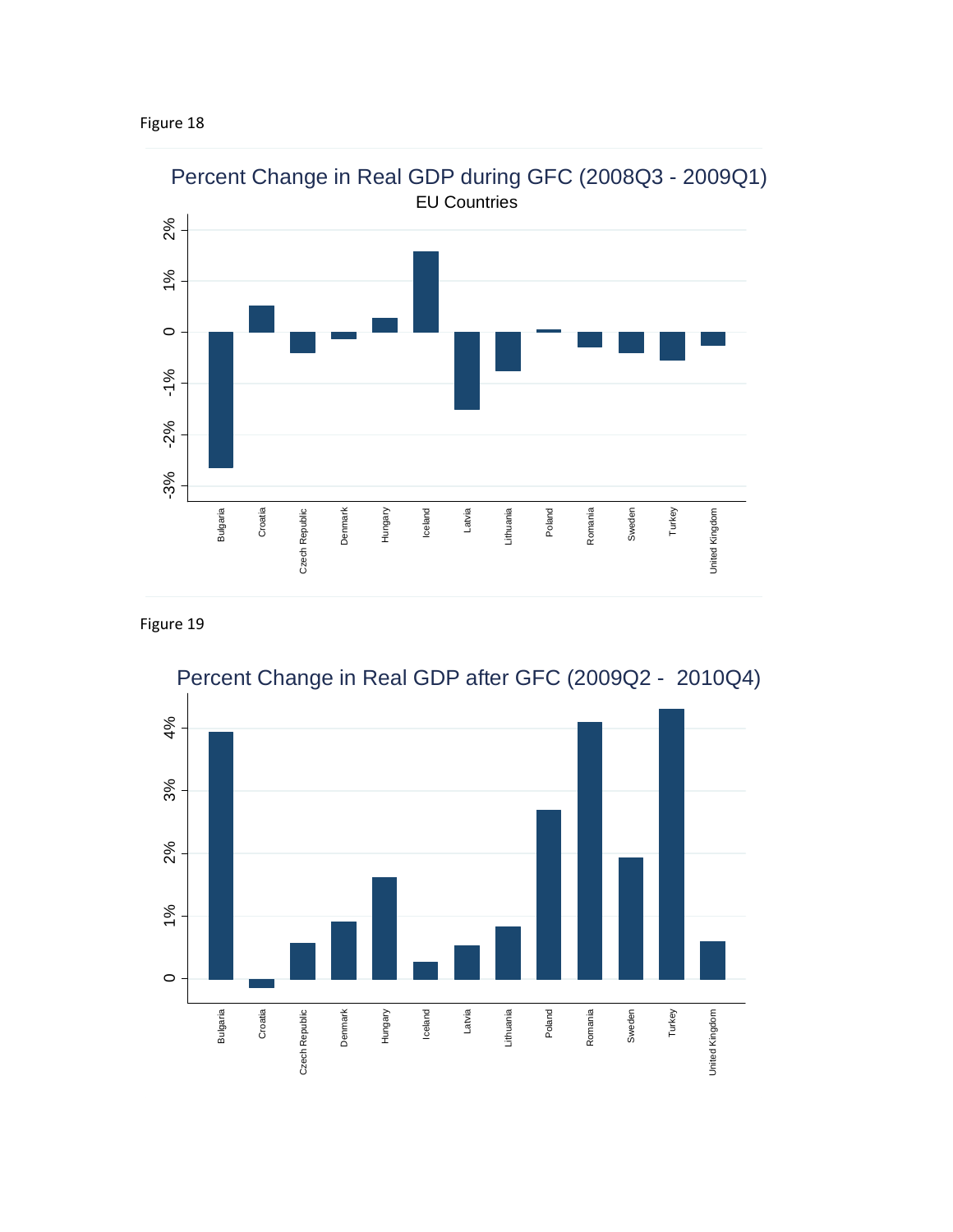Figure 18

Percent Change in Real GDP during GFC (2008Q3 - 2009Q1)

EU Countries

2%
1%
0
-1%
-2%
-3%

Bulgaria
Croatia
Czech Republic
Denmark
Hungary
Iceland
Latvia
Lithuania
Poland
Romania
Sweden
Turkey
United Kingdom

Figure 19

Percent Change in Real GDP after GFC (2009Q2 - 2010Q4)

4%
3%
2%
1%
0

Bulgaria
Croatia
Czech Republic
Denmark
Hungary
Iceland
Latvia
Lithuania
Poland
Romania
Sweden
Turkey
United Kingdom